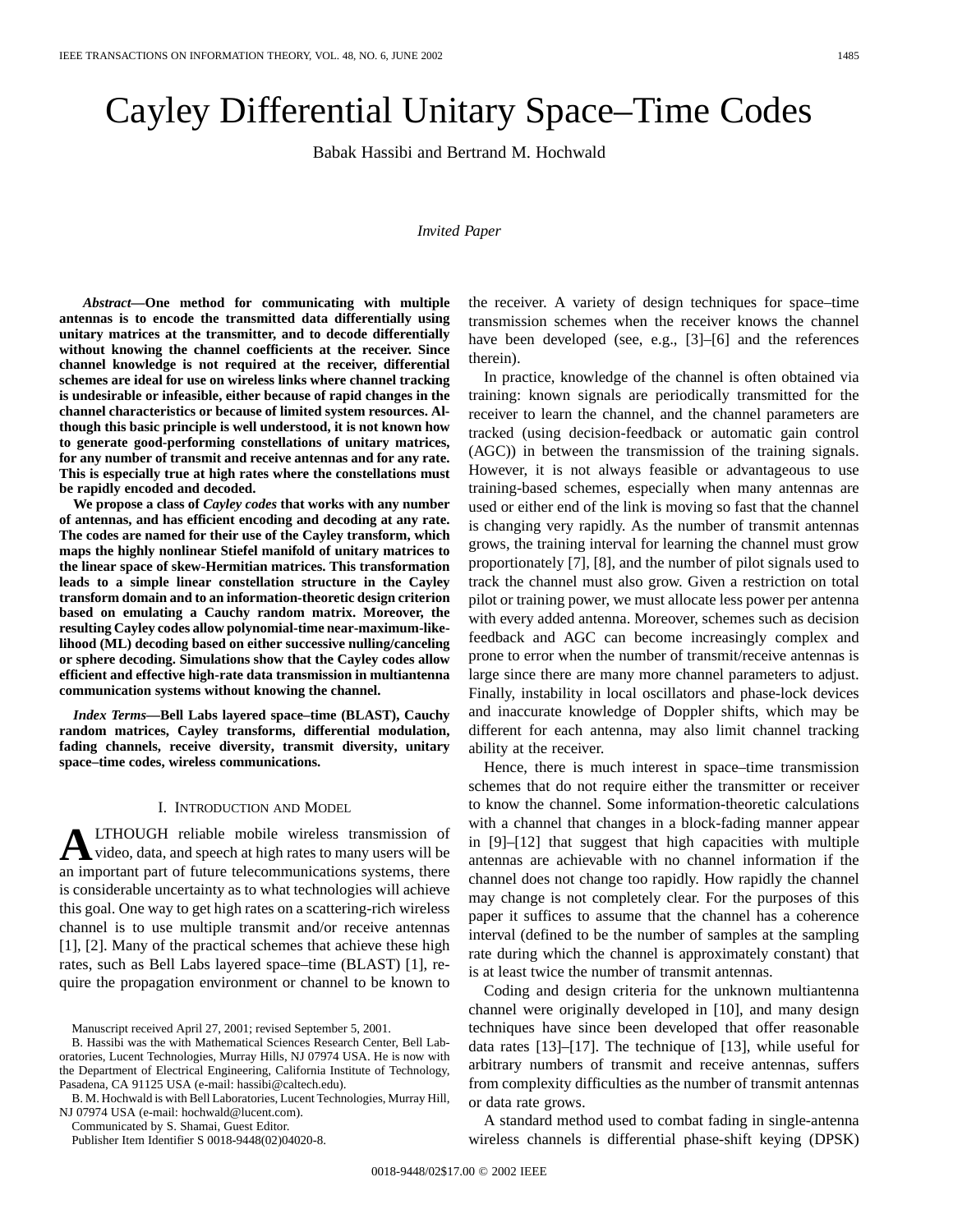# Cayley Differential Unitary Space–Time Codes

Babak Hassibi and Bertrand M. Hochwald

*Invited Paper*

***Abstract*—One method for communicating with multiple antennas is to encode the transmitted data differentially using unitary matrices at the transmitter, and to decode differentially without knowing the channel coefficients at the receiver. Since channel knowledge is not required at the receiver, differential schemes are ideal for use on wireless links where channel tracking is undesirable or infeasible, either because of rapid changes in the channel characteristics or because of limited system resources. Although this basic principle is well understood, it is not known how to generate good-performing constellations of unitary matrices, for any number of transmit and receive antennas and for any rate. This is especially true at high rates where the constellations must be rapidly encoded and decoded.**

**We propose a class of *Cayley codes* that works with any number of antennas, and has efficient encoding and decoding at any rate. The codes are named for their use of the Cayley transform, which maps the highly nonlinear Stiefel manifold of unitary matrices to the linear space of skew-Hermitian matrices. This transformation leads to a simple linear constellation structure in the Cayley transform domain and to an information-theoretic design criterion based on emulating a Cauchy random matrix. Moreover, the resulting Cayley codes allow polynomial-time near-maximum-likelihood (ML) decoding based on either successive nulling/canceling or sphere decoding. Simulations show that the Cayley codes allow efficient and effective high-rate data transmission in multiantenna communication systems without knowing the channel.**

***Index Terms*—Bell Labs layered space–time (BLAST), Cauchy random matrices, Cayley transforms, differential modulation, fading channels, receive diversity, transmit diversity, unitary space–time codes, wireless communications.**

## I. Introduction and Model

Although reliable mobile wireless transmission of video, data, and speech at high rates to many users will be an important part of future telecommunications systems, there is considerable uncertainty as to what technologies will achieve this goal. One way to get high rates on a scattering-rich wireless channel is to use multiple transmit and/or receive antennas [1], [2]. Many of the practical schemes that achieve these high rates, such as Bell Labs layered space–time (BLAST) [1], require the propagation environment or channel to be known to the receiver. A variety of design techniques for space–time transmission schemes when the receiver knows the channel have been developed (see, e.g., [3]–[6] and the references therein).

In practice, knowledge of the channel is often obtained via training: known signals are periodically transmitted for the receiver to learn the channel, and the channel parameters are tracked (using decision-feedback or automatic gain control (AGC)) in between the transmission of the training signals. However, it is not always feasible or advantageous to use training-based schemes, especially when many antennas are used or either end of the link is moving so fast that the channel is changing very rapidly. As the number of transmit antennas grows, the training interval for learning the channel must grow proportionately [7], [8], and the number of pilot signals used to track the channel must also grow. Given a restriction on total pilot or training power, we must allocate less power per antenna with every added antenna. Moreover, schemes such as decision feedback and AGC can become increasingly complex and prone to error when the number of transmit/receive antennas is large since there are many more channel parameters to adjust. Finally, instability in local oscillators and phase-lock devices and inaccurate knowledge of Doppler shifts, which may be different for each antenna, may also limit channel tracking ability at the receiver.

Hence, there is much interest in space–time transmission schemes that do not require either the transmitter or receiver to know the channel. Some information-theoretic calculations with a channel that changes in a block-fading manner appear in [9]–[12] that suggest that high capacities with multiple antennas are achievable with no channel information if the channel does not change too rapidly. How rapidly the channel may change is not completely clear. For the purposes of this paper it suffices to assume that the channel has a coherence interval (defined to be the number of samples at the sampling rate during which the channel is approximately constant) that is at least twice the number of transmit antennas.

Coding and design criteria for the unknown multiantenna channel were originally developed in [10], and many design techniques have since been developed that offer reasonable data rates [13]–[17]. The technique of [13], while useful for arbitrary numbers of transmit and receive antennas, suffers from complexity difficulties as the number of transmit antennas or data rate grows.

A standard method used to combat fading in single-antenna wireless channels is differential phase-shift keying (DPSK)

Manuscript received April 27, 2001; revised September 5, 2001.

B. Hassibi was the with Mathematical Sciences Research Center, Bell Laboratories, Lucent Technologies, Murray Hills, NJ 07974 USA. He is now with the Department of Electrical Engineering, California Institute of Technology, Pasadena, CA 91125 USA (e-mail: hassibi@caltech.edu).

B. M. Hochwald is with Bell Laboratories, Lucent Technologies, Murray Hill, NJ 07974 USA (e-mail: hochwald@lucent.com).

Communicated by S. Shamai, Guest Editor.

Publisher Item Identifier S 0018-9448(02)04020-8.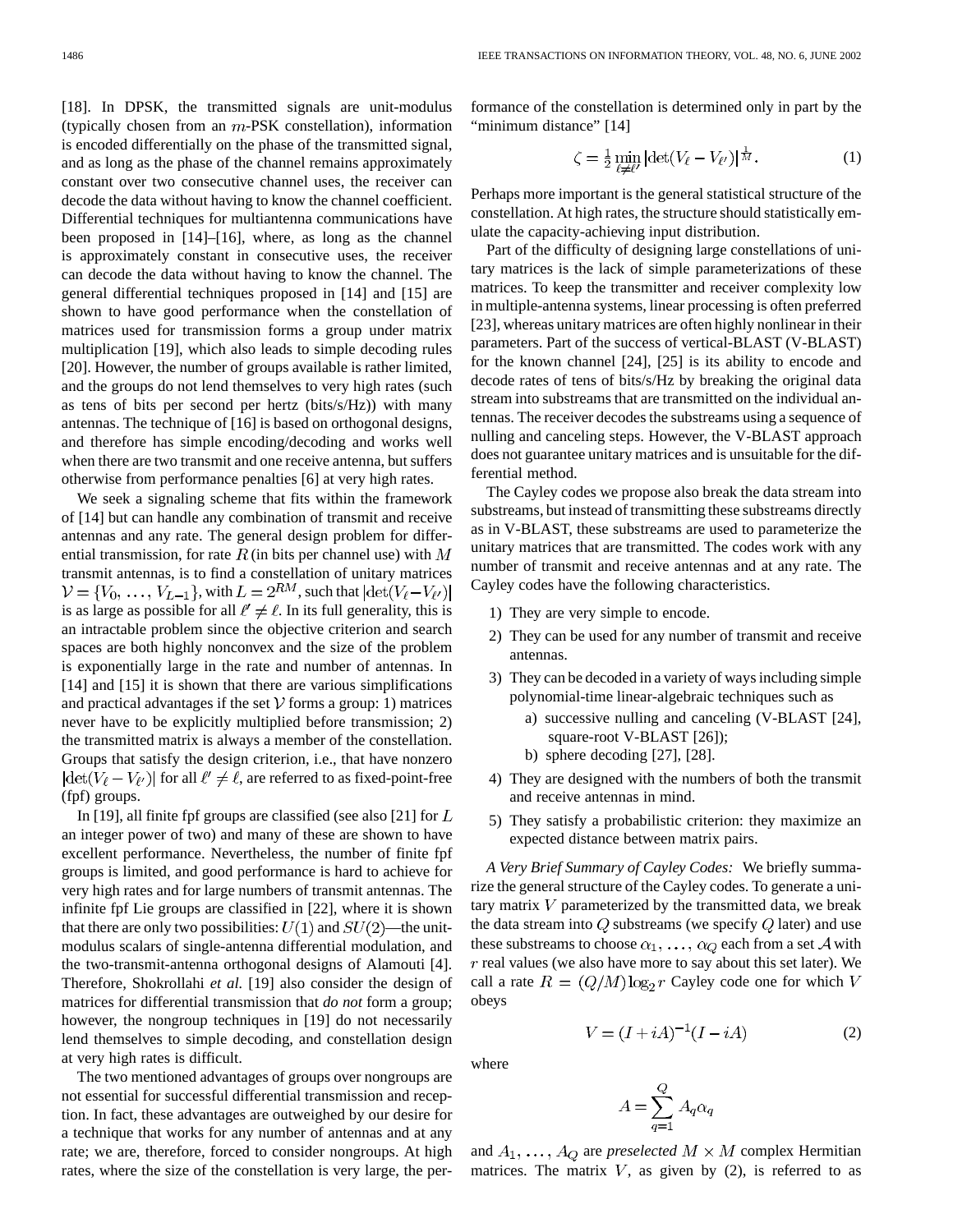[18]. In DPSK, the transmitted signals are unit-modulus (typically chosen from an $m$-PSK constellation), information is encoded differentially on the phase of the transmitted signal, and as long as the phase of the channel remains approximately constant over two consecutive channel uses, the receiver can decode the data without having to know the channel coefficient. Differential techniques for multiantenna communications have been proposed in [14]–[16], where, as long as the channel is approximately constant in consecutive uses, the receiver can decode the data without having to know the channel. The general differential techniques proposed in [14] and [15] are shown to have good performance when the constellation of matrices used for transmission forms a group under matrix multiplication [19], which also leads to simple decoding rules [20]. However, the number of groups available is rather limited, and the groups do not lend themselves to very high rates (such as tens of bits per second per hertz (bits/s/Hz)) with many antennas. The technique of [16] is based on orthogonal designs, and therefore has simple encoding/decoding and works well when there are two transmit and one receive antenna, but suffers otherwise from performance penalties [6] at very high rates.

We seek a signaling scheme that fits within the framework of [14] but can handle any combination of transmit and receive antennas and any rate. The general design problem for differential transmission, for rate $R$ (in bits per channel use) with $M$ transmit antennas, is to find a constellation of unitary matrices $\mathcal{V} = \{V_0, \ldots, V_{L-1}\}$, with $L = 2^{RM}$, such that $|\det(V_\ell - V_{\ell'})|$ is as large as possible for all $\ell' \neq \ell$. In its full generality, this is an intractable problem since the objective criterion and search spaces are both highly nonconvex and the size of the problem is exponentially large in the rate and number of antennas. In [14] and [15] it is shown that there are various simplifications and practical advantages if the set $\mathcal{V}$ forms a group: 1) matrices never have to be explicitly multiplied before transmission; 2) the transmitted matrix is always a member of the constellation. Groups that satisfy the design criterion, i.e., that have nonzero $|\det(V_\ell - V_{\ell'})|$ for all $\ell' \neq \ell$, are referred to as fixed-point-free (fpf) groups.

In [19], all finite fpf groups are classified (see also [21] for $L$ an integer power of two) and many of these are shown to have excellent performance. Nevertheless, the number of finite fpf groups is limited, and good performance is hard to achieve for very high rates and for large numbers of transmit antennas. The infinite fpf Lie groups are classified in [22], where it is shown that there are only two possibilities: $U(1)$ and $SU(2)$—the unit-modulus scalars of single-antenna differential modulation, and the two-transmit-antenna orthogonal designs of Alamouti [4]. Therefore, Shokrollahi *et al.* [19] also consider the design of matrices for differential transmission that *do not* form a group; however, the nongroup techniques in [19] do not necessarily lend themselves to simple decoding, and constellation design at very high rates is difficult.

The two mentioned advantages of groups over nongroups are not essential for successful differential transmission and reception. In fact, these advantages are outweighed by our desire for a technique that works for any number of antennas and at any rate; we are, therefore, forced to consider nongroups. At high rates, where the size of the constellation is very large, the performance of the constellation is determined only in part by the "minimum distance" [14]

$$\zeta = \frac{1}{2} \min_{\ell \neq \ell'} |\det(V_\ell - V_{\ell'})|^{\frac{1}{M}}. \tag{1}$$

Perhaps more important is the general statistical structure of the constellation. At high rates, the structure should statistically emulate the capacity-achieving input distribution.

Part of the difficulty of designing large constellations of unitary matrices is the lack of simple parameterizations of these matrices. To keep the transmitter and receiver complexity low in multiple-antenna systems, linear processing is often preferred [23], whereas unitary matrices are often highly nonlinear in their parameters. Part of the success of vertical-BLAST (V-BLAST) for the known channel [24], [25] is its ability to encode and decode rates of tens of bits/s/Hz by breaking the original data stream into substreams that are transmitted on the individual antennas. The receiver decodes the substreams using a sequence of nulling and canceling steps. However, the V-BLAST approach does not guarantee unitary matrices and is unsuitable for the differential method.

The Cayley codes we propose also break the data stream into substreams, but instead of transmitting these substreams directly as in V-BLAST, these substreams are used to parameterize the unitary matrices that are transmitted. The codes work with any number of transmit and receive antennas and at any rate. The Cayley codes have the following characteristics.

1) They are very simple to encode.
2) They can be used for any number of transmit and receive antennas.
3) They can be decoded in a variety of ways including simple polynomial-time linear-algebraic techniques such as
   a) successive nulling and canceling (V-BLAST [24], square-root V-BLAST [26]);
   b) sphere decoding [27], [28].
4) They are designed with the numbers of both the transmit and receive antennas in mind.
5) They satisfy a probabilistic criterion: they maximize an expected distance between matrix pairs.

*A Very Brief Summary of Cayley Codes:* We briefly summarize the general structure of the Cayley codes. To generate a unitary matrix $V$ parameterized by the transmitted data, we break the data stream into $Q$ substreams (we specify $Q$ later) and use these substreams to choose $\alpha_1, \ldots, \alpha_Q$ each from a set $\mathcal{A}$ with $r$ real values (we also have more to say about this set later). We call a rate $R = (Q/M)\log_2 r$ Cayley code one for which $V$ obeys

$$V = (I + iA)^{-1}(I - iA) \tag{2}$$

where

$$A = \sum_{q=1}^{Q} A_q \alpha_q$$

and $A_1, \ldots, A_Q$ are *preselected* $M \times M$ complex Hermitian matrices. The matrix $V$, as given by (2), is referred to as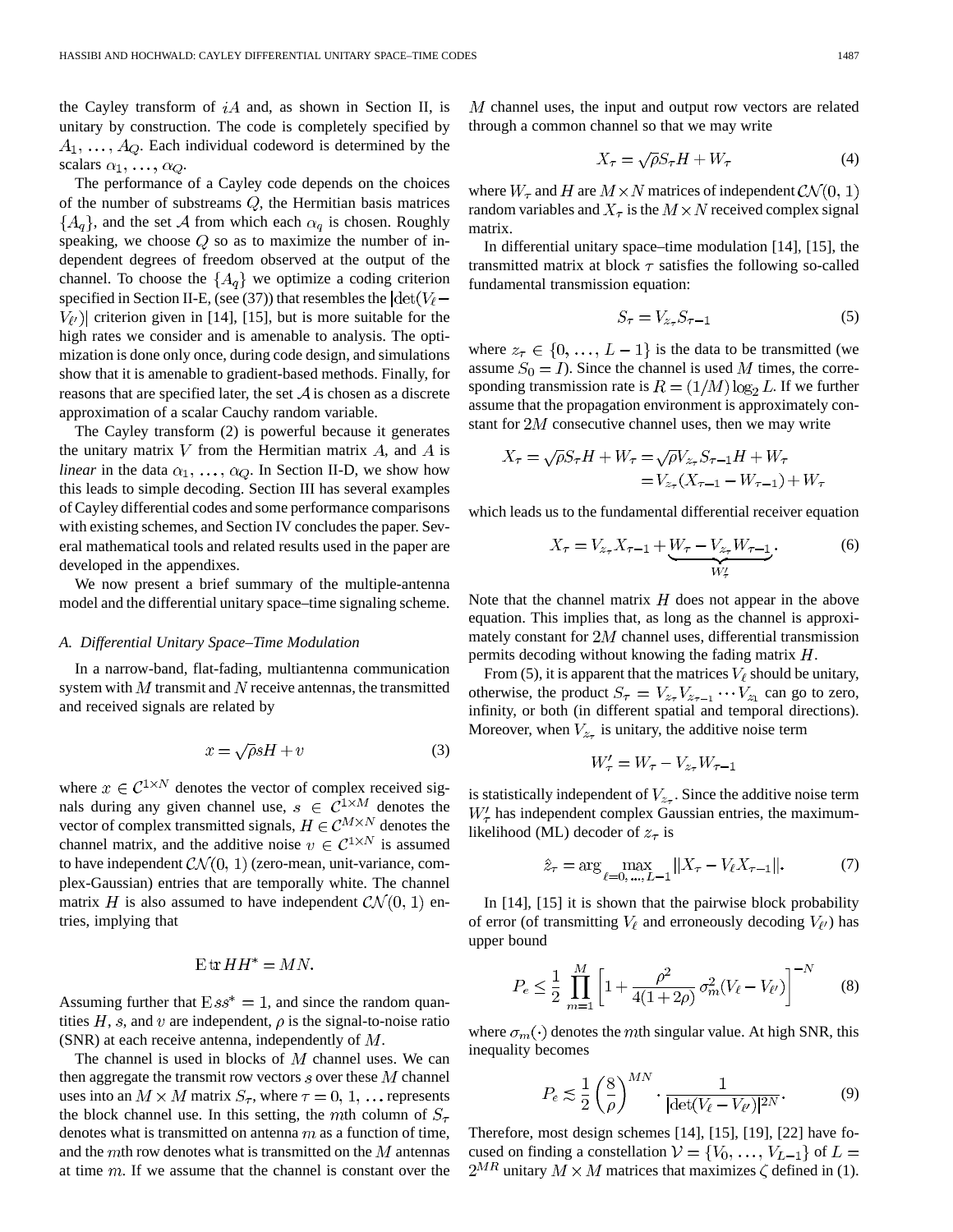the Cayley transform of $iA$ and, as shown in Section II, is unitary by construction. The code is completely specified by $A_1, \ldots, A_Q$. Each individual codeword is determined by the scalars $\alpha_1, \ldots, \alpha_Q$.

The performance of a Cayley code depends on the choices of the number of substreams $Q$, the Hermitian basis matrices $\{A_q\}$, and the set $\mathcal{A}$ from which each $\alpha_q$ is chosen. Roughly speaking, we choose $Q$ so as to maximize the number of independent degrees of freedom observed at the output of the channel. To choose the $\{A_q\}$ we optimize a coding criterion specified in Section II-E, (see (37)) that resembles the $|\det(V_\ell - V_{\ell'})|$ criterion given in [14], [15], but is more suitable for the high rates we consider and is amenable to analysis. The optimization is done only once, during code design, and simulations show that it is amenable to gradient-based methods. Finally, for reasons that are specified later, the set $\mathcal{A}$ is chosen as a discrete approximation of a scalar Cauchy random variable.

The Cayley transform (2) is powerful because it generates the unitary matrix $V$ from the Hermitian matrix $A$, and $A$ is *linear* in the data $\alpha_1, \ldots, \alpha_Q$. In Section II-D, we show how this leads to simple decoding. Section III has several examples of Cayley differential codes and some performance comparisons with existing schemes, and Section IV concludes the paper. Several mathematical tools and related results used in the paper are developed in the appendixes.

We now present a brief summary of the multiple-antenna model and the differential unitary space–time signaling scheme.

### A. Differential Unitary Space–Time Modulation

In a narrow-band, flat-fading, multiantenna communication system with $M$ transmit and $N$ receive antennas, the transmitted and received signals are related by

$$x = \sqrt{\rho} s H + v \tag{3}$$

where $x \in \mathcal{C}^{1\times N}$ denotes the vector of complex received signals during any given channel use, $s \in \mathcal{C}^{1\times M}$ denotes the vector of complex transmitted signals, $H \in \mathcal{C}^{M\times N}$ denotes the channel matrix, and the additive noise $v \in \mathcal{C}^{1\times N}$ is assumed to have independent $\mathcal{CN}(0,1)$ (zero-mean, unit-variance, complex-Gaussian) entries that are temporally white. The channel matrix $H$ is also assumed to have independent $\mathcal{CN}(0,1)$ entries, implying that

$$\mathrm{E}\,\mathrm{tr}\, HH^* = MN.$$

Assuming further that $\mathrm{E}\, ss^* = 1$, and since the random quantities $H$, $s$, and $v$ are independent, $\rho$ is the signal-to-noise ratio (SNR) at each receive antenna, independently of $M$.

The channel is used in blocks of $M$ channel uses. We can then aggregate the transmit row vectors $s$ over these $M$ channel uses into an $M \times M$ matrix $S_\tau$, where $\tau = 0, 1, \ldots$ represents the block channel use. In this setting, the $m$th column of $S_\tau$ denotes what is transmitted on antenna $m$ as a function of time, and the $m$th row denotes what is transmitted on the $M$ antennas at time $m$. If we assume that the channel is constant over the $M$ channel uses, the input and output row vectors are related through a common channel so that we may write

$$X_\tau = \sqrt{\rho} S_\tau H + W_\tau \tag{4}$$

where $W_\tau$ and $H$ are $M \times N$ matrices of independent $\mathcal{CN}(0,1)$ random variables and $X_\tau$ is the $M \times N$ received complex signal matrix.

In differential unitary space–time modulation [14], [15], the transmitted matrix at block $\tau$ satisfies the following so-called fundamental transmission equation:

$$S_\tau = V_{z_\tau} S_{\tau-1} \tag{5}$$

where $z_\tau \in \{0, \ldots, L-1\}$ is the data to be transmitted (we assume $S_0 = I$). Since the channel is used $M$ times, the corresponding transmission rate is $R = (1/M)\log_2 L$. If we further assume that the propagation environment is approximately constant for $2M$ consecutive channel uses, then we may write

$$\begin{aligned} X_\tau = \sqrt{\rho} S_\tau H + W_\tau &= \sqrt{\rho} V_{z_\tau} S_{\tau-1} H + W_\tau \\ &= V_{z_\tau}(X_{\tau-1} - W_{\tau-1}) + W_\tau \end{aligned}$$

which leads us to the fundamental differential receiver equation

$$X_\tau = V_{z_\tau} X_{\tau-1} + \underbrace{W_\tau - V_{z_\tau} W_{\tau-1}}_{W'_\tau}. \tag{6}$$

Note that the channel matrix $H$ does not appear in the above equation. This implies that, as long as the channel is approximately constant for $2M$ channel uses, differential transmission permits decoding without knowing the fading matrix $H$.

From (5), it is apparent that the matrices $V_\ell$ should be unitary, otherwise, the product $S_\tau = V_{z_\tau} V_{z_{\tau-1}} \cdots V_{z_1}$ can go to zero, infinity, or both (in different spatial and temporal directions). Moreover, when $V_{z_\tau}$ is unitary, the additive noise term

$$W'_\tau = W_\tau - V_{z_\tau} W_{\tau-1}$$

is statistically independent of $V_{z_\tau}$. Since the additive noise term $W'_\tau$ has independent complex Gaussian entries, the maximum-likelihood (ML) decoder of $z_\tau$ is

$$\hat{z}_\tau = \arg \max_{\ell=0,\ldots,L-1} \|X_\tau - V_\ell X_{\tau-1}\|. \tag{7}$$

In [14], [15] it is shown that the pairwise block probability of error (of transmitting $V_\ell$ and erroneously decoding $V_{\ell'}$) has upper bound

$$P_e \le \frac{1}{2} \prod_{m=1}^{M} \left[1 + \frac{\rho^2}{4(1+2\rho)} \sigma_m^2(V_\ell - V_{\ell'})\right]^{-N} \tag{8}$$

where $\sigma_m(\cdot)$ denotes the $m$th singular value. At high SNR, this inequality becomes

$$P_e \lesssim \frac{1}{2}\left(\frac{8}{\rho}\right)^{MN} \cdot \frac{1}{|\det(V_\ell - V_{\ell'})|^{2N}}. \tag{9}$$

Therefore, most design schemes [14], [15], [19], [22] have focused on finding a constellation $\mathcal{V} = \{V_0, \ldots, V_{L-1}\}$ of $L = 2^{MR}$ unitary $M \times M$ matrices that maximizes $\zeta$ defined in (1).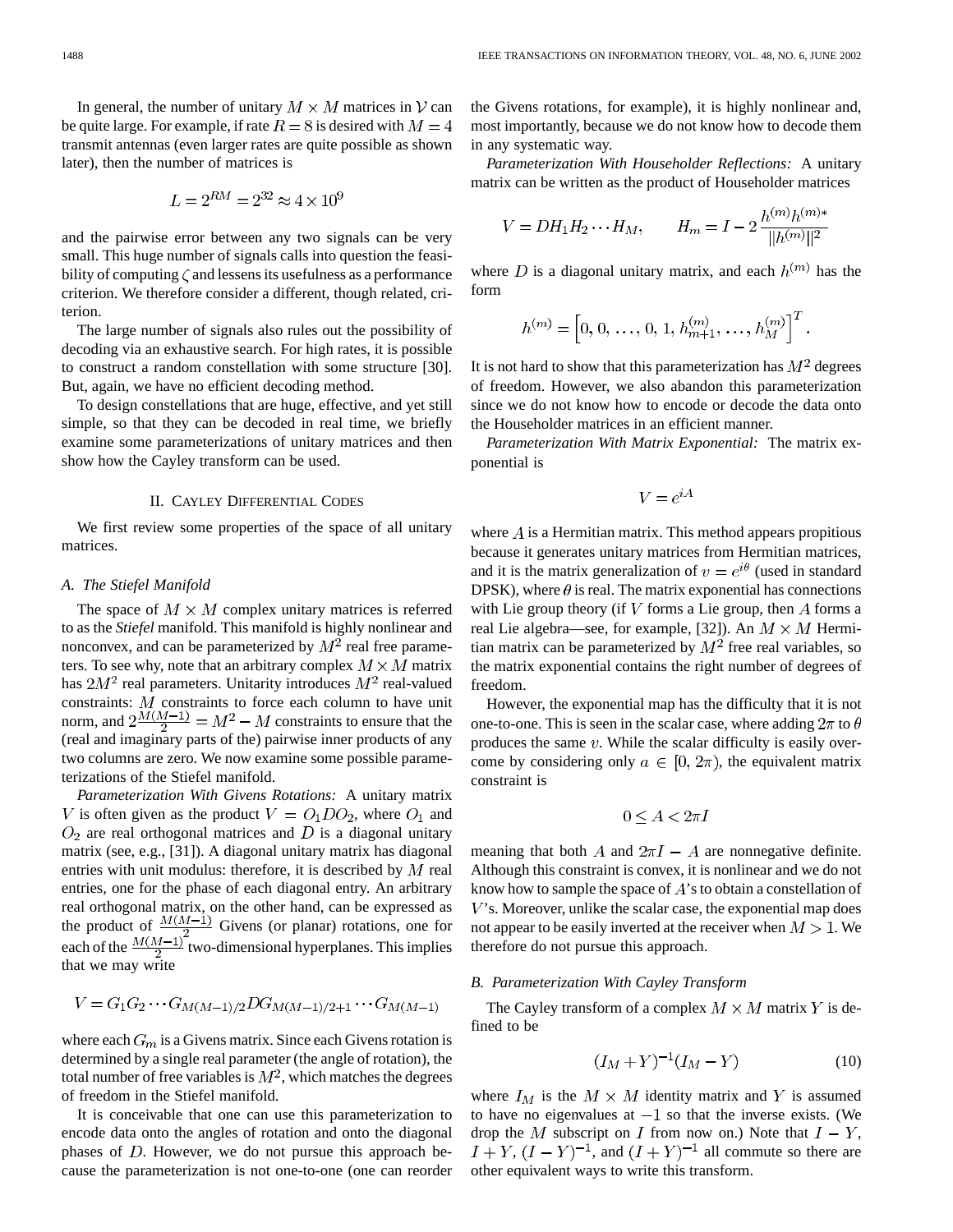In general, the number of unitary $M \times M$ matrices in $\mathcal{V}$ can be quite large. For example, if rate $R = 8$ is desired with $M = 4$ transmit antennas (even larger rates are quite possible as shown later), then the number of matrices is

$$L = 2^{RM} = 2^{32} \approx 4 \times 10^9$$

and the pairwise error between any two signals can be very small. This huge number of signals calls into question the feasibility of computing $\zeta$ and lessens its usefulness as a performance criterion. We therefore consider a different, though related, criterion.

The large number of signals also rules out the possibility of decoding via an exhaustive search. For high rates, it is possible to construct a random constellation with some structure [30]. But, again, we have no efficient decoding method.

To design constellations that are huge, effective, and yet still simple, so that they can be decoded in real time, we briefly examine some parameterizations of unitary matrices and then show how the Cayley transform can be used.

## II. Cayley Differential Codes

We first review some properties of the space of all unitary matrices.

### A. The Stiefel Manifold

The space of $M \times M$ complex unitary matrices is referred to as the *Stiefel* manifold. This manifold is highly nonlinear and nonconvex, and can be parameterized by $M^2$ real free parameters. To see why, note that an arbitrary complex $M \times M$ matrix has $2M^2$ real parameters. Unitarity introduces $M^2$ real-valued constraints: $M$ constraints to force each column to have unit norm, and $2\frac{M(M-1)}{2} = M^2 - M$ constraints to ensure that the (real and imaginary parts of the) pairwise inner products of any two columns are zero. We now examine some possible parameterizations of the Stiefel manifold.

*Parameterization With Givens Rotations:* A unitary matrix $V$ is often given as the product $V = O_1 D O_2$, where $O_1$ and $O_2$ are real orthogonal matrices and $D$ is a diagonal unitary matrix (see, e.g., [31]). A diagonal unitary matrix has diagonal entries with unit modulus: therefore, it is described by $M$ real entries, one for the phase of each diagonal entry. An arbitrary real orthogonal matrix, on the other hand, can be expressed as the product of $\frac{M(M-1)}{2}$ Givens (or planar) rotations, one for each of the $\frac{M(M-1)}{2}$ two-dimensional hyperplanes. This implies that we may write

$$V = G_1 G_2 \cdots G_{M(M-1)/2} D G_{M(M-1)/2+1} \cdots G_{M(M-1)}$$

where each $G_m$ is a Givens matrix. Since each Givens rotation is determined by a single real parameter (the angle of rotation), the total number of free variables is $M^2$, which matches the degrees of freedom in the Stiefel manifold.

It is conceivable that one can use this parameterization to encode data onto the angles of rotation and onto the diagonal phases of $D$. However, we do not pursue this approach because the parameterization is not one-to-one (one can reorder the Givens rotations, for example), it is highly nonlinear and, most importantly, because we do not know how to decode them in any systematic way.

*Parameterization With Householder Reflections:* A unitary matrix can be written as the product of Householder matrices

$$V = D H_1 H_2 \cdots H_M, \qquad H_m = I - 2\frac{h^{(m)} h^{(m)*}}{\|h^{(m)}\|^2}$$

where $D$ is a diagonal unitary matrix, and each $h^{(m)}$ has the form

$$h^{(m)} = \left[0, 0, \ldots, 0, 1, h^{(m)}_{m+1}, \ldots, h^{(m)}_M\right]^T.$$

It is not hard to show that this parameterization has $M^2$ degrees of freedom. However, we also abandon this parameterization since we do not know how to encode or decode the data onto the Householder matrices in an efficient manner.

*Parameterization With Matrix Exponential:* The matrix exponential is

$$V = e^{iA}$$

where $A$ is a Hermitian matrix. This method appears propitious because it generates unitary matrices from Hermitian matrices, and it is the matrix generalization of $v = e^{i\theta}$ (used in standard DPSK), where $\theta$ is real. The matrix exponential has connections with Lie group theory (if $V$ forms a Lie group, then $A$ forms a real Lie algebra—see, for example, [32]). An $M \times M$ Hermitian matrix can be parameterized by $M^2$ free real variables, so the matrix exponential contains the right number of degrees of freedom.

However, the exponential map has the difficulty that it is not one-to-one. This is seen in the scalar case, where adding $2\pi$ to $\theta$ produces the same $v$. While the scalar difficulty is easily overcome by considering only $a \in [0, 2\pi)$, the equivalent matrix constraint is

$$0 \le A < 2\pi I$$

meaning that both $A$ and $2\pi I - A$ are nonnegative definite. Although this constraint is convex, it is nonlinear and we do not know how to sample the space of $A$'s to obtain a constellation of $V$'s. Moreover, unlike the scalar case, the exponential map does not appear to be easily inverted at the receiver when $M > 1$. We therefore do not pursue this approach.

### B. Parameterization With Cayley Transform

The Cayley transform of a complex $M \times M$ matrix $Y$ is defined to be

$$(I_M + Y)^{-1}(I_M - Y) \tag{10}$$

where $I_M$ is the $M \times M$ identity matrix and $Y$ is assumed to have no eigenvalues at $-1$ so that the inverse exists. (We drop the $M$ subscript on $I$ from now on.) Note that $I - Y$, $I + Y$, $(I - Y)^{-1}$, and $(I + Y)^{-1}$ all commute so there are other equivalent ways to write this transform.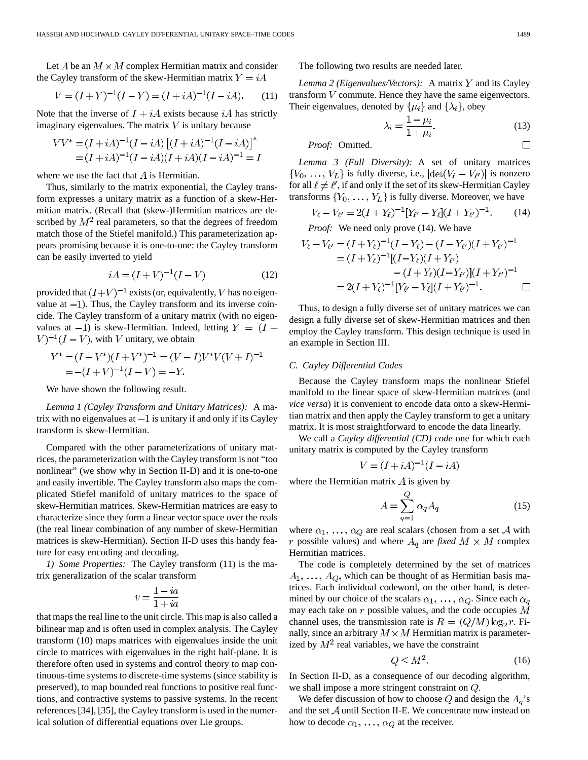Let $A$ be an $M \times M$ complex Hermitian matrix and consider the Cayley transform of the skew-Hermitian matrix $Y = iA$

$$V = (I+Y)^{-1}(I-Y) = (I+iA)^{-1}(I-iA). \tag{11}$$

Note that the inverse of $I + iA$ exists because $iA$ has strictly imaginary eigenvalues. The matrix $V$ is unitary because

$$\begin{aligned} VV^* &= (I+iA)^{-1}(I-iA)\left[(I+iA)^{-1}(I-iA)\right]^* \\ &= (I+iA)^{-1}(I-iA)(I+iA)(I-iA)^{-1} = I \end{aligned}$$

where we use the fact that $A$ is Hermitian.

Thus, similarly to the matrix exponential, the Cayley transform expresses a unitary matrix as a function of a skew-Hermitian matrix. (Recall that (skew-)Hermitian matrices are described by $M^2$ real parameters, so that the degrees of freedom match those of the Stiefel manifold.) This parameterization appears promising because it is one-to-one: the Cayley transform can be easily inverted to yield

$$iA = (I+V)^{-1}(I-V) \tag{12}$$

provided that $(I+V)^{-1}$ exists (or, equivalently, $V$ has no eigenvalue at $-1$). Thus, the Cayley transform and its inverse coincide. The Cayley transform of a unitary matrix (with no eigenvalues at $-1$) is skew-Hermitian. Indeed, letting $Y = (I+V)^{-1}(I-V)$, with $V$ unitary, we obtain

$$\begin{aligned} Y^* &= (I-V^*)(I+V^*)^{-1} = (V-I)V^*V(V+I)^{-1} \\ &= -(I+V)^{-1}(I-V) = -Y. \end{aligned}$$

We have shown the following result.

*Lemma 1 (Cayley Transform and Unitary Matrices):* A matrix with no eigenvalues at $-1$ is unitary if and only if its Cayley transform is skew-Hermitian.

Compared with the other parameterizations of unitary matrices, the parameterization with the Cayley transform is not "too nonlinear" (we show why in Section II-D) and it is one-to-one and easily invertible. The Cayley transform also maps the complicated Stiefel manifold of unitary matrices to the space of skew-Hermitian matrices. Skew-Hermitian matrices are easy to characterize since they form a linear vector space over the reals (the real linear combination of any number of skew-Hermitian matrices is skew-Hermitian). Section II-D uses this handy feature for easy encoding and decoding.

*1) Some Properties:* The Cayley transform (11) is the matrix generalization of the scalar transform

$$v = \frac{1-ia}{1+ia}$$

that maps the real line to the unit circle. This map is also called a bilinear map and is often used in complex analysis. The Cayley transform (10) maps matrices with eigenvalues inside the unit circle to matrices with eigenvalues in the right half-plane. It is therefore often used in systems and control theory to map continuous-time systems to discrete-time systems (since stability is preserved), to map bounded real functions to positive real functions, and contractive systems to passive systems. In the recent references [34], [35], the Cayley transform is used in the numerical solution of differential equations over Lie groups.

The following two results are needed later.

*Lemma 2 (Eigenvalues/Vectors):* A matrix $Y$ and its Cayley transform $V$ commute. Hence they have the same eigenvectors. Their eigenvalues, denoted by $\{\mu_i\}$ and $\{\lambda_i\}$, obey

$$\lambda_i = \frac{1-\mu_i}{1+\mu_i}. \tag{13}$$

*Proof:* Omitted. □

*Lemma 3 (Full Diversity):* A set of unitary matrices $\{V_0, \ldots, V_L\}$ is fully diverse, i.e., $|\det(V_\ell - V_{\ell'})|$ is nonzero for all $\ell \neq \ell'$, if and only if the set of its skew-Hermitian Cayley transforms $\{Y_0, \ldots, Y_L\}$ is fully diverse. Moreover, we have

$$V_\ell - V_{\ell'} = 2(I+Y_\ell)^{-1}[Y_{\ell'} - Y_\ell](I+Y_{\ell'})^{-1}. \tag{14}$$

*Proof:* We need only prove (14). We have

$$\begin{aligned} V_\ell - V_{\ell'} &= (I+Y_\ell)^{-1}(I-Y_\ell) - (I-Y_{\ell'})(I+Y_{\ell'})^{-1} \\ &= (I+Y_\ell)^{-1}[(I-Y_\ell)(I+Y_{\ell'}) \\ &\qquad - (I+Y_\ell)(I-Y_{\ell'})](I+Y_{\ell'})^{-1} \\ &= 2(I+Y_\ell)^{-1}[Y_{\ell'} - Y_\ell](I+Y_{\ell'})^{-1}. \end{aligned}$$

□

Thus, to design a fully diverse set of unitary matrices we can design a fully diverse set of skew-Hermitian matrices and then employ the Cayley transform. This design technique is used in an example in Section III.

### C. Cayley Differential Codes

Because the Cayley transform maps the nonlinear Stiefel manifold to the linear space of skew-Hermitian matrices (and *vice versa*) it is convenient to encode data onto a skew-Hermitian matrix and then apply the Cayley transform to get a unitary matrix. It is most straightforward to encode the data linearly.

We call a *Cayley differential (CD) code* one for which each unitary matrix is computed by the Cayley transform

$$V = (I+iA)^{-1}(I-iA)$$

where the Hermitian matrix $A$ is given by

$$A = \sum_{q=1}^{Q} \alpha_q A_q \tag{15}$$

where $\alpha_1, \ldots, \alpha_Q$ are real scalars (chosen from a set $\mathcal{A}$ with $r$ possible values) and where $A_q$ are *fixed* $M \times M$ complex Hermitian matrices.

The code is completely determined by the set of matrices $A_1, \ldots, A_Q$, which can be thought of as Hermitian basis matrices. Each individual codeword, on the other hand, is determined by our choice of the scalars $\alpha_1, \ldots, \alpha_Q$. Since each $\alpha_q$ may each take on $r$ possible values, and the code occupies $M$ channel uses, the transmission rate is $R = (Q/M)\log_2 r$. Finally, since an arbitrary $M \times M$ Hermitian matrix is parameterized by $M^2$ real variables, we have the constraint

$$Q \leq M^2. \tag{16}$$

In Section II-D, as a consequence of our decoding algorithm, we shall impose a more stringent constraint on $Q$.

We defer discussion of how to choose $Q$ and design the $A_q$'s and the set $\mathcal{A}$ until Section II-E. We concentrate now instead on how to decode $\alpha_1, \ldots, \alpha_Q$ at the receiver.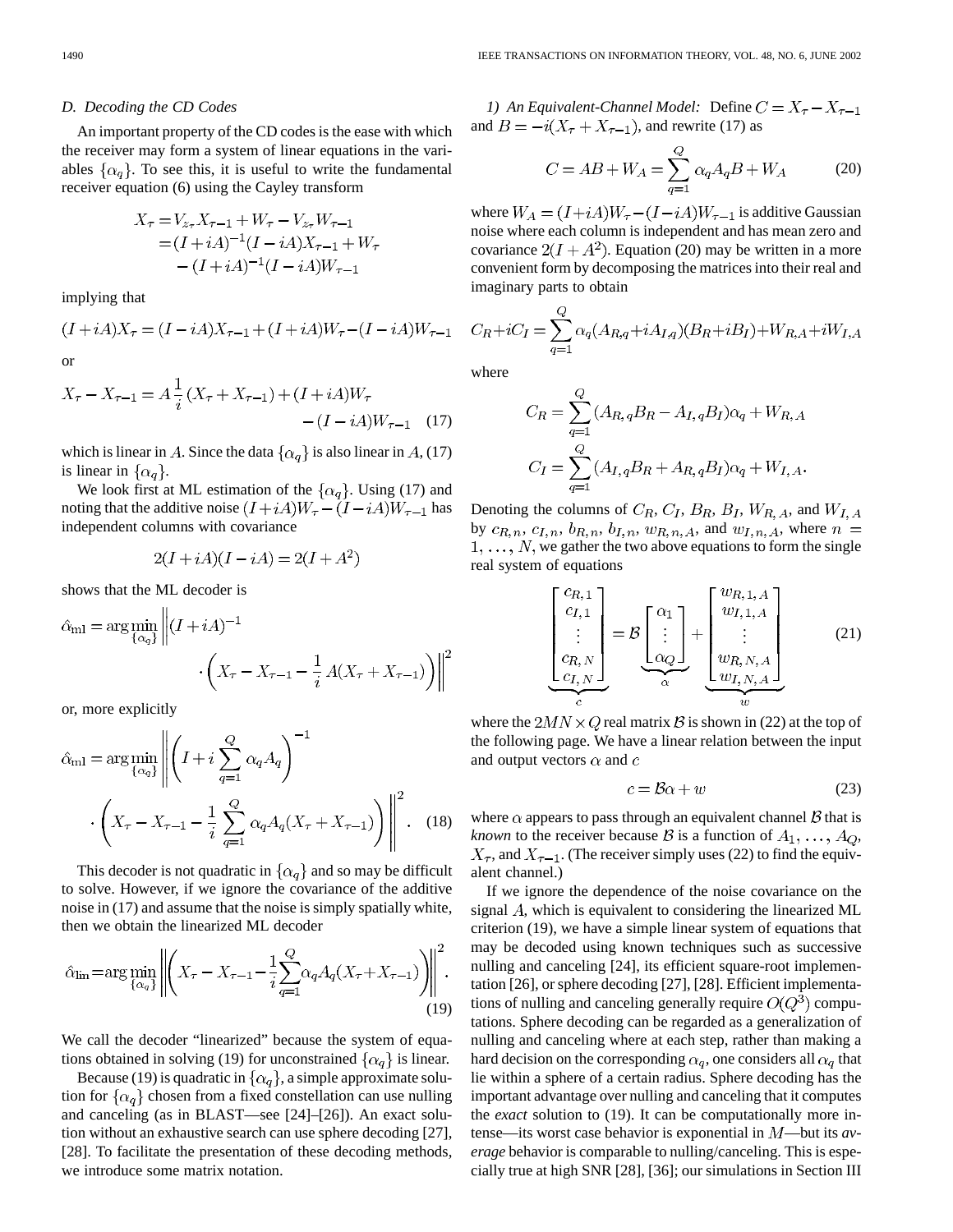### D. Decoding the CD Codes

An important property of the CD codes is the ease with which the receiver may form a system of linear equations in the variables $\{\alpha_q\}$. To see this, it is useful to write the fundamental receiver equation (6) using the Cayley transform

$$\begin{aligned} X_\tau &= V_{z_\tau} X_{\tau-1} + W_\tau - V_{z_\tau} W_{\tau-1} \\ &= (I+iA)^{-1}(I-iA)X_{\tau-1} + W_\tau \\ &\quad - (I+iA)^{-1}(I-iA)W_{\tau-1} \end{aligned}$$

implying that

$$(I+iA)X_\tau = (I-iA)X_{\tau-1} + (I+iA)W_\tau - (I-iA)W_{\tau-1}$$

or

$$X_\tau - X_{\tau-1} = A\frac{1}{i}(X_\tau + X_{\tau-1}) + (I+iA)W_\tau - (I-iA)W_{\tau-1} \quad (17)$$

which is linear in $A$. Since the data $\{\alpha_q\}$ is also linear in $A$, (17) is linear in $\{\alpha_q\}$.

We look first at ML estimation of the $\{\alpha_q\}$. Using (17) and noting that the additive noise $(I+iA)W_\tau - (I-iA)W_{\tau-1}$ has independent columns with covariance

$$2(I+iA)(I-iA) = 2(I+A^2)$$

shows that the ML decoder is

$$\hat{\alpha}_{\text{ml}} = \arg\min_{\{\alpha_q\}} \left\| (I+iA)^{-1} \cdot \left( X_\tau - X_{\tau-1} - \frac{1}{i}A(X_\tau + X_{\tau-1}) \right) \right\|^2$$

or, more explicitly

$$\hat{\alpha}_{\text{ml}} = \arg\min_{\{\alpha_q\}} \left\| \left( I + i\sum_{q=1}^{Q} \alpha_q A_q \right)^{-1} \cdot \left( X_\tau - X_{\tau-1} - \frac{1}{i}\sum_{q=1}^{Q} \alpha_q A_q (X_\tau + X_{\tau-1}) \right) \right\|^2. \quad (18)$$

This decoder is not quadratic in $\{\alpha_q\}$ and so may be difficult to solve. However, if we ignore the covariance of the additive noise in (17) and assume that the noise is simply spatially white, then we obtain the linearized ML decoder

$$\hat{\alpha}_{\text{lin}} = \arg\min_{\{\alpha_q\}} \left\| \left( X_\tau - X_{\tau-1} - \frac{1}{i}\sum_{q=1}^{Q} \alpha_q A_q (X_\tau + X_{\tau-1}) \right) \right\|^2. \quad (19)$$

We call the decoder "linearized" because the system of equations obtained in solving (19) for unconstrained $\{\alpha_q\}$ is linear.

Because (19) is quadratic in $\{\alpha_q\}$, a simple approximate solution for $\{\alpha_q\}$ chosen from a fixed constellation can use nulling and canceling (as in BLAST—see [24]–[26]). An exact solution without an exhaustive search can use sphere decoding [27], [28]. To facilitate the presentation of these decoding methods, we introduce some matrix notation.

*1) An Equivalent-Channel Model:* Define $C = X_\tau - X_{\tau-1}$ and $B = -i(X_\tau + X_{\tau-1})$, and rewrite (17) as

$$C = AB + W_A = \sum_{q=1}^{Q} \alpha_q A_q B + W_A \quad (20)$$

where $W_A = (I+iA)W_\tau - (I-iA)W_{\tau-1}$ is additive Gaussian noise where each column is independent and has mean zero and covariance $2(I+A^2)$. Equation (20) may be written in a more convenient form by decomposing the matrices into their real and imaginary parts to obtain

$$C_R + iC_I = \sum_{q=1}^{Q} \alpha_q (A_{R,q} + iA_{I,q})(B_R + iB_I) + W_{R,A} + iW_{I,A}$$

where

$$C_R = \sum_{q=1}^{Q} (A_{R,q}B_R - A_{I,q}B_I)\alpha_q + W_{R,A}$$

$$C_I = \sum_{q=1}^{Q} (A_{I,q}B_R + A_{R,q}B_I)\alpha_q + W_{I,A}.$$

Denoting the columns of $C_R$, $C_I$, $B_R$, $B_I$, $W_{R,A}$, and $W_{I,A}$ by $c_{R,n}$, $c_{I,n}$, $b_{R,n}$, $b_{I,n}$, $w_{R,n,A}$, and $w_{I,n,A}$, where $n = 1, \ldots, N$, we gather the two above equations to form the single real system of equations

$$\underbrace{\begin{bmatrix} c_{R,1} \\ c_{I,1} \\ \vdots \\ c_{R,N} \\ c_{I,N} \end{bmatrix}}_{c} = \mathcal{B} \underbrace{\begin{bmatrix} \alpha_1 \\ \vdots \\ \alpha_Q \end{bmatrix}}_{\alpha} + \underbrace{\begin{bmatrix} w_{R,1,A} \\ w_{I,1,A} \\ \vdots \\ w_{R,N,A} \\ w_{I,N,A} \end{bmatrix}}_{w} \quad (21)$$

where the $2MN \times Q$ real matrix $\mathcal{B}$ is shown in (22) at the top of the following page. We have a linear relation between the input and output vectors $\alpha$ and $c$

$$c = \mathcal{B}\alpha + w \quad (23)$$

where $\alpha$ appears to pass through an equivalent channel $\mathcal{B}$ that is *known* to the receiver because $\mathcal{B}$ is a function of $A_1, \ldots, A_Q$, $X_\tau$, and $X_{\tau-1}$. (The receiver simply uses (22) to find the equivalent channel.)

If we ignore the dependence of the noise covariance on the signal $A$, which is equivalent to considering the linearized ML criterion (19), we have a simple linear system of equations that may be decoded using known techniques such as successive nulling and canceling [24], its efficient square-root implementation [26], or sphere decoding [27], [28]. Efficient implementations of nulling and canceling generally require $O(Q^3)$ computations. Sphere decoding can be regarded as a generalization of nulling and canceling where at each step, rather than making a hard decision on the corresponding $\alpha_q$, one considers all $\alpha_q$ that lie within a sphere of a certain radius. Sphere decoding has the important advantage over nulling and canceling that it computes the *exact* solution to (19). It can be computationally more intense—its worst case behavior is exponential in $M$—but its *average* behavior is comparable to nulling/canceling. This is especially true at high SNR [28], [36]; our simulations in Section III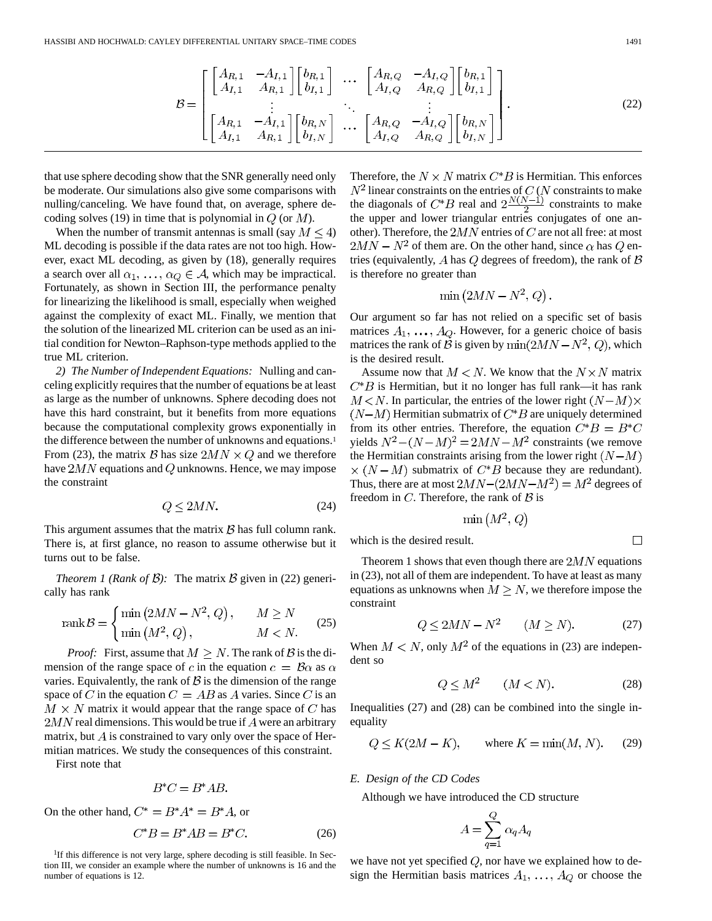$$
\mathcal{B} = \begin{bmatrix} \begin{bmatrix} A_{R,1} & -A_{I,1} \\ A_{I,1} & A_{R,1} \end{bmatrix} \begin{bmatrix} b_{R,1} \\ b_{I,1} \end{bmatrix} & \cdots & \begin{bmatrix} A_{R,Q} & -A_{I,Q} \\ A_{I,Q} & A_{R,Q} \end{bmatrix} \begin{bmatrix} b_{R,1} \\ b_{I,1} \end{bmatrix} \\ \vdots & \ddots & \vdots \\ \begin{bmatrix} A_{R,1} & -A_{I,1} \\ A_{I,1} & A_{R,1} \end{bmatrix} \begin{bmatrix} b_{R,N} \\ b_{I,N} \end{bmatrix} & \cdots & \begin{bmatrix} A_{R,Q} & -A_{I,Q} \\ A_{I,Q} & A_{R,Q} \end{bmatrix} \begin{bmatrix} b_{R,N} \\ b_{I,N} \end{bmatrix} \end{bmatrix}. \tag{22}
$$

that use sphere decoding show that the SNR generally need only be moderate. Our simulations also give some comparisons with nulling/canceling. We have found that, on average, sphere decoding solves (19) in time that is polynomial in $Q$ (or $M$).

When the number of transmit antennas is small (say $M \leq 4$) ML decoding is possible if the data rates are not too high. However, exact ML decoding, as given by (18), generally requires a search over all $\alpha_1, \ldots, \alpha_Q \in \mathcal{A}$, which may be impractical. Fortunately, as shown in Section III, the performance penalty for linearizing the likelihood is small, especially when weighed against the complexity of exact ML. Finally, we mention that the solution of the linearized ML criterion can be used as an initial condition for Newton–Raphson-type methods applied to the true ML criterion.

*2) The Number of Independent Equations:* Nulling and canceling explicitly requires that the number of equations be at least as large as the number of unknowns. Sphere decoding does not have this hard constraint, but it benefits from more equations because the computational complexity grows exponentially in the difference between the number of unknowns and equations.[1] From (23), the matrix $\mathcal{B}$ has size $2MN \times Q$ and we therefore have $2MN$ equations and $Q$ unknowns. Hence, we may impose the constraint

$$
Q \leq 2MN. \tag{24}
$$

This argument assumes that the matrix $\mathcal{B}$ has full column rank. There is, at first glance, no reason to assume otherwise but it turns out to be false.

*Theorem 1 (Rank of $\mathcal{B}$):* The matrix $\mathcal{B}$ given in (22) generically has rank

$$
\operatorname{rank} \mathcal{B} = \begin{cases} \min\left(2MN - N^2, Q\right), & M \geq N \\ \min\left(M^2, Q\right), & M < N. \end{cases} \tag{25}
$$

*Proof:* First, assume that $M \geq N$. The rank of $\mathcal{B}$ is the dimension of the range space of $c$ in the equation $c = \mathcal{B}\alpha$ as $\alpha$ varies. Equivalently, the rank of $\mathcal{B}$ is the dimension of the range space of $C$ in the equation $C = AB$ as $A$ varies. Since $C$ is an $M \times N$ matrix it would appear that the range space of $C$ has $2MN$ real dimensions. This would be true if $A$ were an arbitrary matrix, but $A$ is constrained to vary only over the space of Hermitian matrices. We study the consequences of this constraint.

First note that

$$
B^* C = B^* AB.
$$

On the other hand, $C^* = B^* A^* = B^* A$, or

$$
C^* B = B^* AB = B^* C. \tag{26}
$$

Therefore, the $N \times N$ matrix $C^* B$ is Hermitian. This enforces $N^2$ linear constraints on the entries of $C$ ($N$ constraints to make the diagonals of $C^* B$ real and $2\frac{N(N-1)}{2}$ constraints to make the upper and lower triangular entries conjugates of one another). Therefore, the $2MN$ entries of $C$ are not all free: at most $2MN - N^2$ of them are. On the other hand, since $\alpha$ has $Q$ entries (equivalently, $A$ has $Q$ degrees of freedom), the rank of $\mathcal{B}$ is therefore no greater than

$$
\min\left(2MN - N^2, Q\right).
$$

Our argument so far has not relied on a specific set of basis matrices $A_1, \ldots, A_Q$. However, for a generic choice of basis matrices the rank of $\mathcal{B}$ is given by $\min(2MN - N^2, Q)$, which is the desired result.

Assume now that $M < N$. We know that the $N \times N$ matrix $C^* B$ is Hermitian, but it no longer has full rank—it has rank $M < N$. In particular, the entries of the lower right $(N-M) \times (N-M)$ Hermitian submatrix of $C^* B$ are uniquely determined from its other entries. Therefore, the equation $C^* B = B^* C$ yields $N^2 - (N-M)^2 = 2MN - M^2$ constraints (we remove the Hermitian constraints arising from the lower right $(N-M) \times (N-M)$ submatrix of $C^* B$ because they are redundant). Thus, there are at most $2MN - (2MN - M^2) = M^2$ degrees of freedom in $C$. Therefore, the rank of $\mathcal{B}$ is

$$
\min\left(M^2, Q\right)
$$

which is the desired result. $\square$

Theorem 1 shows that even though there are $2MN$ equations in (23), not all of them are independent. To have at least as many equations as unknowns when $M \geq N$, we therefore impose the constraint

$$
Q \leq 2MN - N^2 \qquad (M \geq N). \tag{27}
$$

When $M < N$, only $M^2$ of the equations in (23) are independent so

$$
Q \leq M^2 \qquad (M < N). \tag{28}
$$

Inequalities (27) and (28) can be combined into the single inequality

$$
Q \leq K(2M - K), \qquad \text{where } K = \min(M, N). \tag{29}
$$

### *E. Design of the CD Codes*

Although we have introduced the CD structure

$$
A = \sum_{q=1}^{Q} \alpha_q A_q
$$

we have not yet specified $Q$, nor have we explained how to design the Hermitian basis matrices $A_1, \ldots, A_Q$ or choose the

[1]If this difference is not very large, sphere decoding is still feasible. In Section III, we consider an example where the number of unknowns is 16 and the number of equations is 12.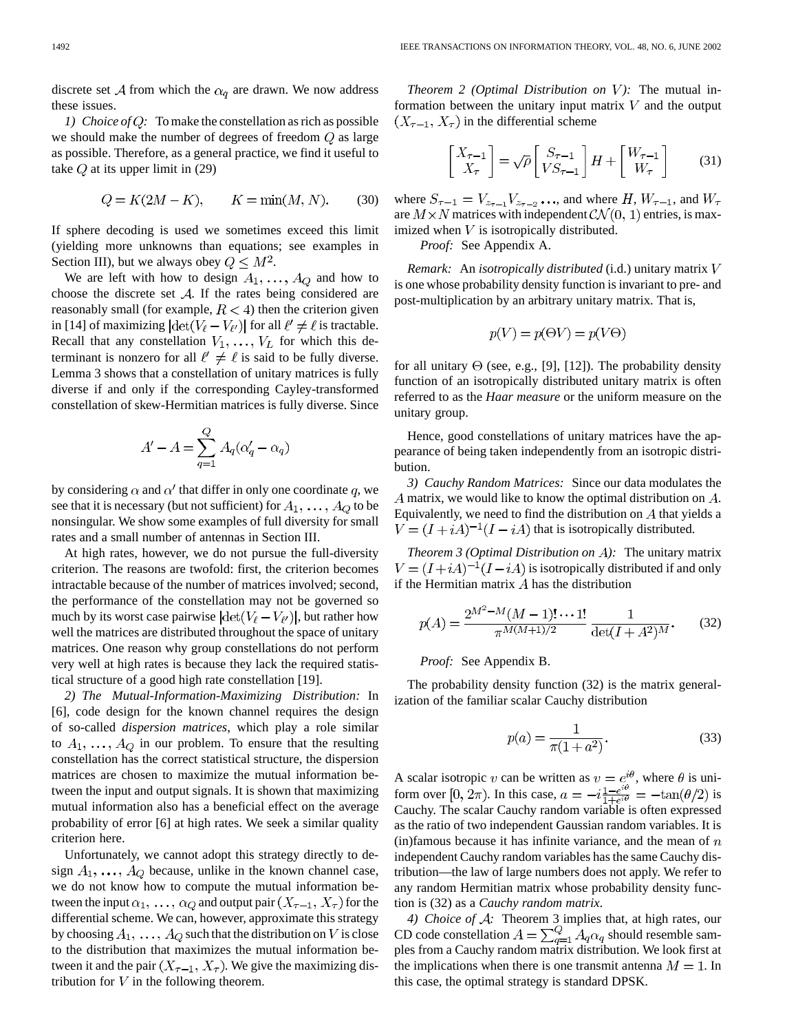discrete set $\mathcal{A}$ from which the $\alpha_q$ are drawn. We now address these issues.

*1) Choice of $Q$:* To make the constellation as rich as possible we should make the number of degrees of freedom $Q$ as large as possible. Therefore, as a general practice, we find it useful to take $Q$ at its upper limit in (29)

$$Q = K(2M - K), \qquad K = \min(M, N). \tag{30}$$

If sphere decoding is used we sometimes exceed this limit (yielding more unknowns than equations; see examples in Section III), but we always obey $Q \leq M^2$.

We are left with how to design $A_1, \ldots, A_Q$ and how to choose the discrete set $\mathcal{A}$. If the rates being considered are reasonably small (for example, $R < 4$) then the criterion given in [14] of maximizing $|\det(V_\ell - V_{\ell'})|$ for all $\ell' \neq \ell$ is tractable. Recall that any constellation $V_1, \ldots, V_L$ for which this determinant is nonzero for all $\ell' \neq \ell$ is said to be fully diverse. Lemma 3 shows that a constellation of unitary matrices is fully diverse if and only if the corresponding Cayley-transformed constellation of skew-Hermitian matrices is fully diverse. Since

$$A' - A = \sum_{q=1}^{Q} A_q(\alpha'_q - \alpha_q)$$

by considering $\alpha$ and $\alpha'$ that differ in only one coordinate $q$, we see that it is necessary (but not sufficient) for $A_1, \ldots, A_Q$ to be nonsingular. We show some examples of full diversity for small rates and a small number of antennas in Section III.

At high rates, however, we do not pursue the full-diversity criterion. The reasons are twofold: first, the criterion becomes intractable because of the number of matrices involved; second, the performance of the constellation may not be governed so much by its worst case pairwise $|\det(V_\ell - V_{\ell'})|$, but rather how well the matrices are distributed throughout the space of unitary matrices. One reason why group constellations do not perform very well at high rates is because they lack the required statistical structure of a good high rate constellation [19].

*2) The Mutual-Information-Maximizing Distribution:* In [6], code design for the known channel requires the design of so-called *dispersion matrices*, which play a role similar to $A_1, \ldots, A_Q$ in our problem. To ensure that the resulting constellation has the correct statistical structure, the dispersion matrices are chosen to maximize the mutual information between the input and output signals. It is shown that maximizing mutual information also has a beneficial effect on the average probability of error [6] at high rates. We seek a similar quality criterion here.

Unfortunately, we cannot adopt this strategy directly to design $A_1, \ldots, A_Q$ because, unlike in the known channel case, we do not know how to compute the mutual information between the input $\alpha_1, \ldots, \alpha_Q$ and output pair $(X_{\tau-1}, X_\tau)$ for the differential scheme. We can, however, approximate this strategy by choosing $A_1, \ldots, A_Q$ such that the distribution on $V$ is close to the distribution that maximizes the mutual information between it and the pair $(X_{\tau-1}, X_\tau)$. We give the maximizing distribution for $V$ in the following theorem.

*Theorem 2 (Optimal Distribution on $V$):* The mutual information between the unitary input matrix $V$ and the output $(X_{\tau-1}, X_\tau)$ in the differential scheme

$$\begin{bmatrix} X_{\tau-1} \\ X_\tau \end{bmatrix} = \sqrt{\rho} \begin{bmatrix} S_{\tau-1} \\ VS_{\tau-1} \end{bmatrix} H + \begin{bmatrix} W_{\tau-1} \\ W_\tau \end{bmatrix} \tag{31}$$

where $S_{\tau-1} = V_{z_{\tau-1}} V_{z_{\tau-2}} \ldots$, and where $H$, $W_{\tau-1}$, and $W_\tau$ are $M \times N$ matrices with independent $\mathcal{CN}(0, 1)$ entries, is maximized when $V$ is isotropically distributed.

*Proof:* See Appendix A.

*Remark:* An *isotropically distributed* (i.d.) unitary matrix $V$ is one whose probability density function is invariant to pre- and post-multiplication by an arbitrary unitary matrix. That is,

$$p(V) = p(\Theta V) = p(V\Theta)$$

for all unitary $\Theta$ (see, e.g., [9], [12]). The probability density function of an isotropically distributed unitary matrix is often referred to as the *Haar measure* or the uniform measure on the unitary group.

Hence, good constellations of unitary matrices have the appearance of being taken independently from an isotropic distribution.

*3) Cauchy Random Matrices:* Since our data modulates the $A$ matrix, we would like to know the optimal distribution on $A$. Equivalently, we need to find the distribution on $A$ that yields a $V = (I + iA)^{-1}(I - iA)$ that is isotropically distributed.

*Theorem 3 (Optimal Distribution on $A$):* The unitary matrix $V = (I + iA)^{-1}(I - iA)$ is isotropically distributed if and only if the Hermitian matrix $A$ has the distribution

$$p(A) = \frac{2^{M^2-M}(M-1)! \cdots 1!}{\pi^{M(M+1)/2}} \frac{1}{\det(I + A^2)^M}. \tag{32}$$

*Proof:* See Appendix B.

The probability density function (32) is the matrix generalization of the familiar scalar Cauchy distribution

$$p(a) = \frac{1}{\pi(1 + a^2)}. \tag{33}$$

A scalar isotropic $v$ can be written as $v = e^{i\theta}$, where $\theta$ is uniform over $[0, 2\pi)$. In this case, $a = -i\frac{1-e^{i\theta}}{1+e^{i\theta}} = -\tan(\theta/2)$ is Cauchy. The scalar Cauchy random variable is often expressed as the ratio of two independent Gaussian random variables. It is (in)famous because it has infinite variance, and the mean of $n$ independent Cauchy random variables has the same Cauchy distribution—the law of large numbers does not apply. We refer to any random Hermitian matrix whose probability density function is (32) as a *Cauchy random matrix*.

*4) Choice of $\mathcal{A}$:* Theorem 3 implies that, at high rates, our CD code constellation $A = \sum_{q=1}^{Q} A_q \alpha_q$ should resemble samples from a Cauchy random matrix distribution. We look first at the implications when there is one transmit antenna $M = 1$. In this case, the optimal strategy is standard DPSK.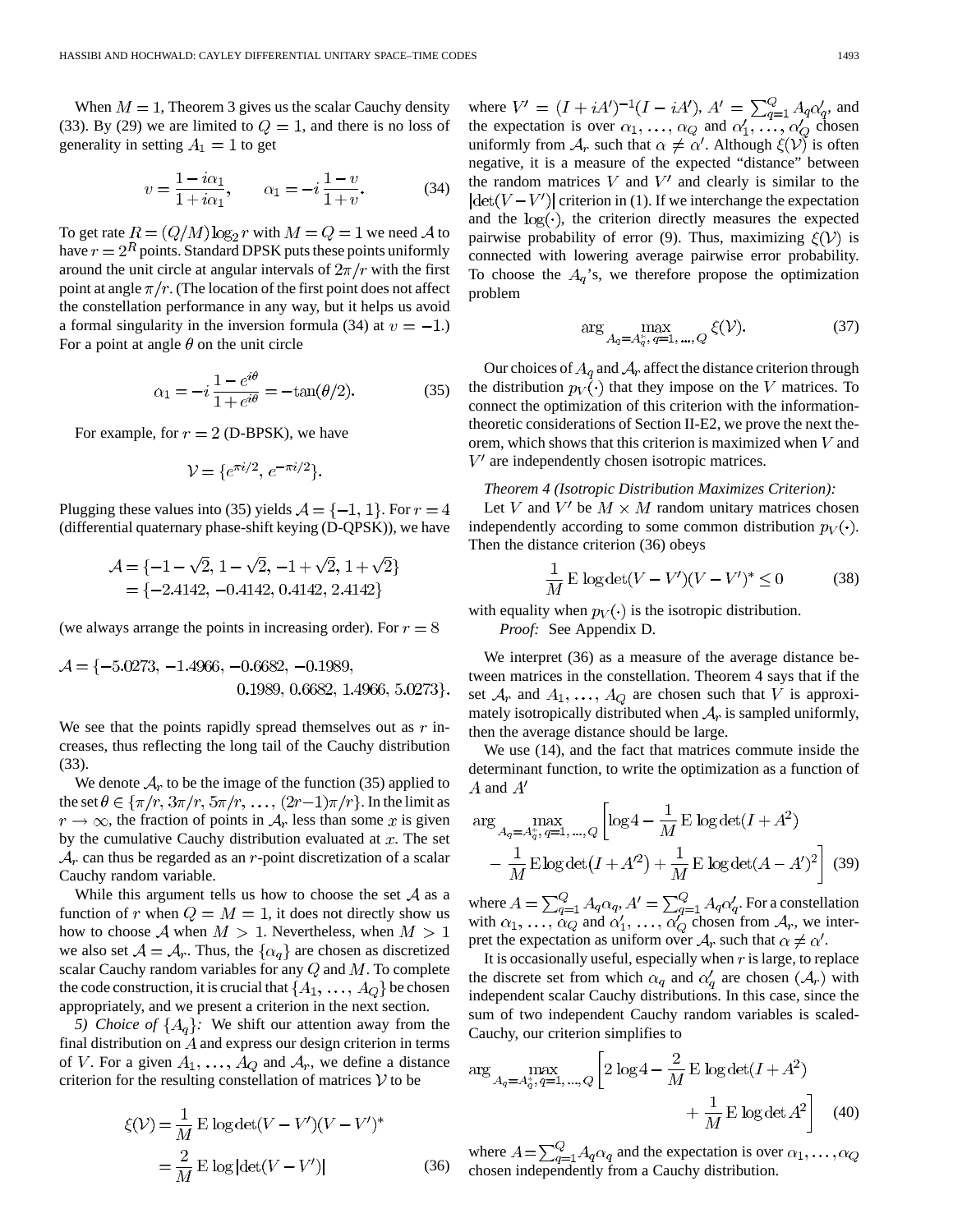When $M = 1$, Theorem 3 gives us the scalar Cauchy density (33). By (29) we are limited to $Q = 1$, and there is no loss of generality in setting $A_1 = 1$ to get

$$v = \frac{1 - i\alpha_1}{1 + i\alpha_1}, \qquad \alpha_1 = -i\frac{1-v}{1+v}. \tag{34}$$

To get rate $R = (Q/M)\log_2 r$ with $M = Q = 1$ we need $\mathcal{A}$ to have $r = 2^R$ points. Standard DPSK puts these points uniformly around the unit circle at angular intervals of $2\pi/r$ with the first point at angle $\pi/r$. (The location of the first point does not affect the constellation performance in any way, but it helps us avoid a formal singularity in the inversion formula (34) at $v = -1$.) For a point at angle $\theta$ on the unit circle

$$\alpha_1 = -i\frac{1 - e^{i\theta}}{1 + e^{i\theta}} = -\tan(\theta/2). \tag{35}$$

For example, for $r = 2$ (D-BPSK), we have

$$\mathcal{V} = \{e^{\pi i/2}, e^{-\pi i/2}\}.$$

Plugging these values into (35) yields $\mathcal{A} = \{-1, 1\}$. For $r = 4$ (differential quaternary phase-shift keying (D-QPSK)), we have

$$\begin{aligned}\mathcal{A} &= \{-1-\sqrt{2}, 1-\sqrt{2}, -1+\sqrt{2}, 1+\sqrt{2}\} \\ &= \{-2.4142, -0.4142, 0.4142, 2.4142\}\end{aligned}$$

(we always arrange the points in increasing order). For $r = 8$

$$\begin{aligned}\mathcal{A} = \{&-5.0273, -1.4966, -0.6682, -0.1989, \\ &0.1989, 0.6682, 1.4966, 5.0273\}.\end{aligned}$$

We see that the points rapidly spread themselves out as $r$ increases, thus reflecting the long tail of the Cauchy distribution (33).

We denote $\mathcal{A}_r$ to be the image of the function (35) applied to the set $\theta \in \{\pi/r, 3\pi/r, 5\pi/r, \ldots, (2r-1)\pi/r\}$. In the limit as $r \to \infty$, the fraction of points in $\mathcal{A}_r$ less than some $x$ is given by the cumulative Cauchy distribution evaluated at $x$. The set $\mathcal{A}_r$ can thus be regarded as an $r$-point discretization of a scalar Cauchy random variable.

While this argument tells us how to choose the set $\mathcal{A}$ as a function of $r$ when $Q = M = 1$, it does not directly show us how to choose $\mathcal{A}$ when $M > 1$. Nevertheless, when $M > 1$ we also set $\mathcal{A} = \mathcal{A}_r$. Thus, the $\{\alpha_q\}$ are chosen as discretized scalar Cauchy random variables for any $Q$ and $M$. To complete the code construction, it is crucial that $\{A_1, \ldots, A_Q\}$ be chosen appropriately, and we present a criterion in the next section.

*5) Choice of $\{A_q\}$:* We shift our attention away from the final distribution on $A$ and express our design criterion in terms of $V$. For a given $A_1, \ldots, A_Q$ and $\mathcal{A}_r$, we define a distance criterion for the resulting constellation of matrices $\mathcal{V}$ to be

$$\begin{aligned}\xi(\mathcal{V}) &= \frac{1}{M}\,\mathrm{E}\log\det(V - V')(V - V')^* \\ &= \frac{2}{M}\,\mathrm{E}\log|\det(V - V')|\end{aligned} \tag{36}$$

where $V' = (I + iA')^{-1}(I - iA')$, $A' = \sum_{q=1}^{Q} A_q\alpha'_q$, and the expectation is over $\alpha_1, \ldots, \alpha_Q$ and $\alpha'_1, \ldots, \alpha'_Q$ chosen uniformly from $\mathcal{A}_r$ such that $\alpha \neq \alpha'$. Although $\xi(\mathcal{V})$ is often negative, it is a measure of the expected "distance" between the random matrices $V$ and $V'$ and clearly is similar to the $|\det(V - V')|$ criterion in (1). If we interchange the expectation and the $\log(\cdot)$, the criterion directly measures the expected pairwise probability of error (9). Thus, maximizing $\xi(\mathcal{V})$ is connected with lowering average pairwise error probability. To choose the $A_q$'s, we therefore propose the optimization problem

$$\arg\max_{A_q = A_q^*,\, q=1,\ldots,Q} \xi(\mathcal{V}). \tag{37}$$

Our choices of $A_q$ and $\mathcal{A}_r$ affect the distance criterion through the distribution $p_V(\cdot)$ that they impose on the $V$ matrices. To connect the optimization of this criterion with the information-theoretic considerations of Section II-E2, we prove the next theorem, which shows that this criterion is maximized when $V$ and $V'$ are independently chosen isotropic matrices.

*Theorem 4 (Isotropic Distribution Maximizes Criterion):* Let $V$ and $V'$ be $M \times M$ random unitary matrices chosen independently according to some common distribution $p_V(\cdot)$. Then the distance criterion (36) obeys

$$\frac{1}{M}\,\mathrm{E}\log\det(V - V')(V - V')^* \le 0 \tag{38}$$

with equality when $p_V(\cdot)$ is the isotropic distribution.

*Proof:* See Appendix D.

We interpret (36) as a measure of the average distance between matrices in the constellation. Theorem 4 says that if the set $\mathcal{A}_r$ and $A_1, \ldots, A_Q$ are chosen such that $V$ is approximately isotropically distributed when $\mathcal{A}_r$ is sampled uniformly, then the average distance should be large.

We use (14), and the fact that matrices commute inside the determinant function, to write the optimization as a function of $A$ and $A'$

$$\begin{aligned}\arg\max_{A_q = A_q^*,\, q=1,\ldots,Q} \Bigg[&\log 4 - \frac{1}{M}\,\mathrm{E}\log\det(I + A^2) \\ &- \frac{1}{M}\,\mathrm{E}\log\det\left(I + A'^2\right) + \frac{1}{M}\,\mathrm{E}\log\det(A - A')^2\Bigg]\end{aligned} \tag{39}$$

where $A = \sum_{q=1}^{Q} A_q\alpha_q$, $A' = \sum_{q=1}^{Q} A_q\alpha'_q$. For a constellation with $\alpha_1, \ldots, \alpha_Q$ and $\alpha'_1, \ldots, \alpha'_Q$ chosen from $\mathcal{A}_r$, we interpret the expectation as uniform over $\mathcal{A}_r$ such that $\alpha \neq \alpha'$.

It is occasionally useful, especially when $r$ is large, to replace the discrete set from which $\alpha_q$ and $\alpha'_q$ are chosen ($\mathcal{A}_r$) with independent scalar Cauchy distributions. In this case, since the sum of two independent Cauchy random variables is scaled-Cauchy, our criterion simplifies to

$$\begin{aligned}\arg\max_{A_q = A_q^*,\, q=1,\ldots,Q} \Bigg[&2\log 4 - \frac{2}{M}\,\mathrm{E}\log\det(I + A^2) \\ &+ \frac{1}{M}\,\mathrm{E}\log\det A^2\Bigg]\end{aligned} \tag{40}$$

where $A = \sum_{q=1}^{Q} A_q\alpha_q$ and the expectation is over $\alpha_1, \ldots, \alpha_Q$ chosen independently from a Cauchy distribution.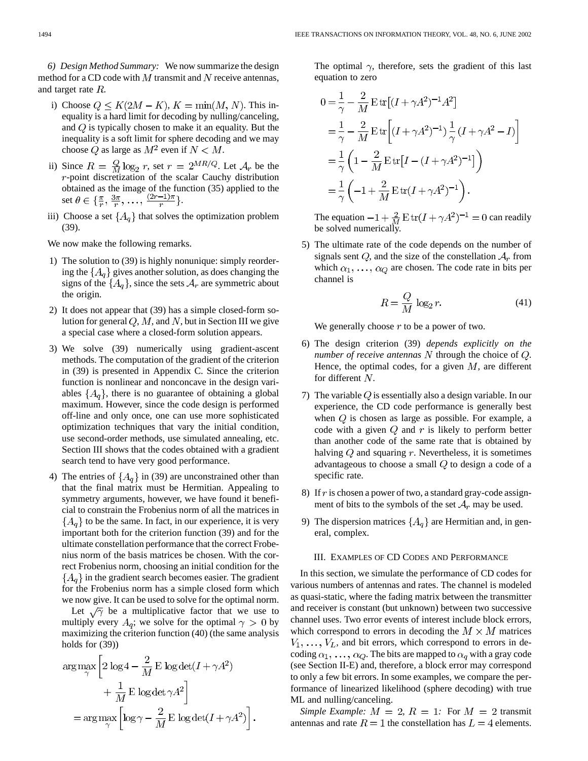*6) Design Method Summary:* We now summarize the design method for a CD code with $M$ transmit and $N$ receive antennas, and target rate $R$.

i) Choose $Q \le K(2M-K)$, $K = \min(M, N)$. This inequality is a hard limit for decoding by nulling/canceling, and $Q$ is typically chosen to make it an equality. But the inequality is a soft limit for sphere decoding and we may choose $Q$ as large as $M^2$ even if $N < M$.

ii) Since $R = \frac{Q}{M}\log_2 r$, set $r = 2^{MR/Q}$. Let $\mathcal{A}_r$ be the $r$-point discretization of the scalar Cauchy distribution obtained as the image of the function (35) applied to the set $\theta \in \{\frac{\pi}{r}, \frac{3\pi}{r}, \ldots, \frac{(2r-1)\pi}{r}\}$.

iii) Choose a set $\{A_q\}$ that solves the optimization problem (39).

We now make the following remarks.

1) The solution to (39) is highly nonunique: simply reordering the $\{A_q\}$ gives another solution, as does changing the signs of the $\{A_q\}$, since the sets $\mathcal{A}_r$ are symmetric about the origin.

2) It does not appear that (39) has a simple closed-form solution for general $Q$, $M$, and $N$, but in Section III we give a special case where a closed-form solution appears.

3) We solve (39) numerically using gradient-ascent methods. The computation of the gradient of the criterion in (39) is presented in Appendix C. Since the criterion function is nonlinear and nonconcave in the design variables $\{A_q\}$, there is no guarantee of obtaining a global maximum. However, since the code design is performed off-line and only once, one can use more sophisticated optimization techniques that vary the initial condition, use second-order methods, use simulated annealing, etc. Section III shows that the codes obtained with a gradient search tend to have very good performance.

4) The entries of $\{A_q\}$ in (39) are unconstrained other than that the final matrix must be Hermitian. Appealing to symmetry arguments, however, we have found it beneficial to constrain the Frobenius norm of all the matrices in $\{A_q\}$ to be the same. In fact, in our experience, it is very important both for the criterion function (39) and for the ultimate constellation performance that the correct Frobenius norm of the basis matrices be chosen. With the correct Frobenius norm, choosing an initial condition for the $\{A_q\}$ in the gradient search becomes easier. The gradient for the Frobenius norm has a simple closed form which we now give. It can be used to solve for the optimal norm.

Let $\sqrt{\gamma}$ be a multiplicative factor that we use to multiply every $A_q$; we solve for the optimal $\gamma > 0$ by maximizing the criterion function (40) (the same analysis holds for (39))

$$\begin{aligned}
&\arg\max_{\gamma}\left[2\log 4 - \frac{2}{M}\,\mathrm{E}\log\det(I+\gamma A^2) + \frac{1}{M}\,\mathrm{E}\log\det \gamma A^2\right] \\
&= \arg\max_{\gamma}\left[\log\gamma - \frac{2}{M}\,\mathrm{E}\log\det(I+\gamma A^2)\right].
\end{aligned}$$

The optimal $\gamma$, therefore, sets the gradient of this last equation to zero

$$\begin{aligned}
0 &= \frac{1}{\gamma} - \frac{2}{M}\,\mathrm{E}\,\mathrm{tr}\left[(I+\gamma A^2)^{-1}A^2\right] \\
&= \frac{1}{\gamma} - \frac{2}{M}\,\mathrm{E}\,\mathrm{tr}\left[(I+\gamma A^2)^{-1}\right)\frac{1}{\gamma}(I+\gamma A^2 - I)\Big] \\
&= \frac{1}{\gamma}\left(1 - \frac{2}{M}\,\mathrm{E}\,\mathrm{tr}\left[I-(I+\gamma A^2)^{-1}\right]\right) \\
&= \frac{1}{\gamma}\left(-1 + \frac{2}{M}\,\mathrm{E}\,\mathrm{tr}(I+\gamma A^2)^{-1}\right).
\end{aligned}$$

The equation $-1 + \frac{2}{M}\,\mathrm{E}\,\mathrm{tr}(I+\gamma A^2)^{-1} = 0$ can readily be solved numerically.

5) The ultimate rate of the code depends on the number of signals sent $Q$, and the size of the constellation $\mathcal{A}_r$ from which $\alpha_1, \ldots, \alpha_Q$ are chosen. The code rate in bits per channel is

$$R = \frac{Q}{M}\log_2 r. \tag{41}$$

We generally choose $r$ to be a power of two.

6) The design criterion (39) *depends explicitly on the number of receive antennas* $N$ through the choice of $Q$. Hence, the optimal codes, for a given $M$, are different for different $N$.

7) The variable $Q$ is essentially also a design variable. In our experience, the CD code performance is generally best when $Q$ is chosen as large as possible. For example, a code with a given $Q$ and $r$ is likely to perform better than another code of the same rate that is obtained by halving $Q$ and squaring $r$. Nevertheless, it is sometimes advantageous to choose a small $Q$ to design a code of a specific rate.

8) If $r$ is chosen a power of two, a standard gray-code assignment of bits to the symbols of the set $\mathcal{A}_r$ may be used.

9) The dispersion matrices $\{A_q\}$ are Hermitian and, in general, complex.

## III. Examples of CD Codes and Performance

In this section, we simulate the performance of CD codes for various numbers of antennas and rates. The channel is modeled as quasi-static, where the fading matrix between the transmitter and receiver is constant (but unknown) between two successive channel uses. Two error events of interest include block errors, which correspond to errors in decoding the $M \times M$ matrices $V_1, \ldots, V_L$, and bit errors, which correspond to errors in decoding $\alpha_1, \ldots, \alpha_Q$. The bits are mapped to $\alpha_q$ with a gray code (see Section II-E) and, therefore, a block error may correspond to only a few bit errors. In some examples, we compare the performance of linearized likelihood (sphere decoding) with true ML and nulling/canceling.

*Simple Example: $M = 2$, $R = 1$:* For $M = 2$ transmit antennas and rate $R = 1$ the constellation has $L = 4$ elements.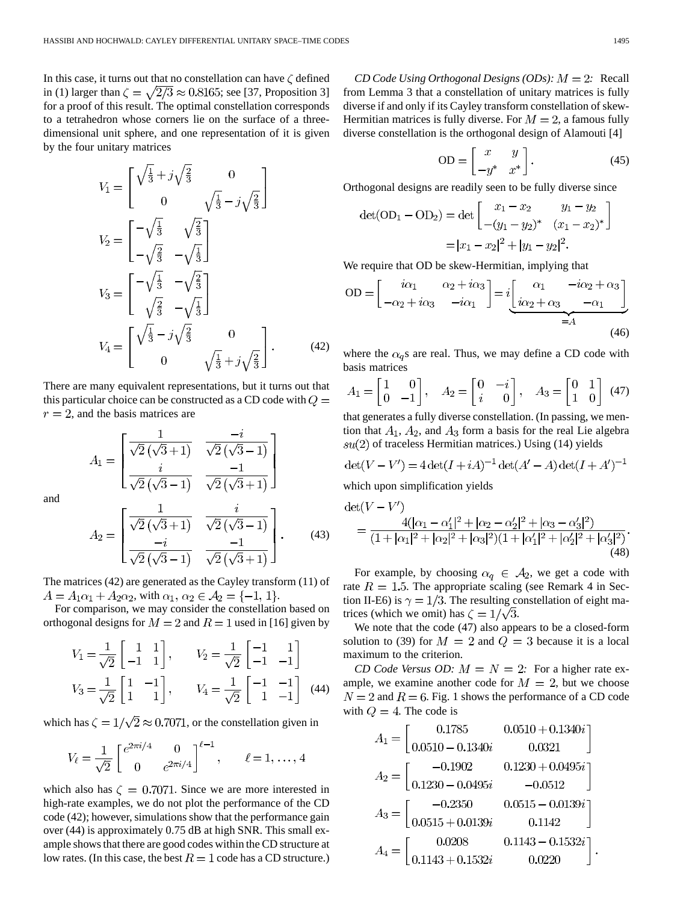In this case, it turns out that no constellation can have $\zeta$ defined in (1) larger than $\zeta = \sqrt{2/3} \approx 0.8165$; see [37, Proposition 3] for a proof of this result. The optimal constellation corresponds to a tetrahedron whose corners lie on the surface of a three-dimensional unit sphere, and one representation of it is given by the four unitary matrices

$$
\begin{aligned}
V_1 &= \begin{bmatrix} \sqrt{\frac{1}{3}} + j\sqrt{\frac{2}{3}} & 0 \\ 0 & \sqrt{\frac{1}{3}} - j\sqrt{\frac{2}{3}} \end{bmatrix} \\
V_2 &= \begin{bmatrix} -\sqrt{\frac{1}{3}} & \sqrt{\frac{2}{3}} \\ -\sqrt{\frac{2}{3}} & -\sqrt{\frac{1}{3}} \end{bmatrix} \\
V_3 &= \begin{bmatrix} -\sqrt{\frac{1}{3}} & -\sqrt{\frac{2}{3}} \\ \sqrt{\frac{2}{3}} & -\sqrt{\frac{1}{3}} \end{bmatrix} \\
V_4 &= \begin{bmatrix} \sqrt{\frac{1}{3}} - j\sqrt{\frac{2}{3}} & 0 \\ 0 & \sqrt{\frac{1}{3}} + j\sqrt{\frac{2}{3}} \end{bmatrix}.
\end{aligned} \tag{42}
$$

There are many equivalent representations, but it turns out that this particular choice can be constructed as a CD code with $Q = r = 2$, and the basis matrices are

$$
A_1 = \begin{bmatrix} \frac{1}{\sqrt{2}\,(\sqrt{3}+1)} & \frac{-i}{\sqrt{2}\,(\sqrt{3}-1)} \\ \frac{i}{\sqrt{2}\,(\sqrt{3}-1)} & \frac{-1}{\sqrt{2}\,(\sqrt{3}+1)} \end{bmatrix}
$$

and

$$
A_2 = \begin{bmatrix} \frac{1}{\sqrt{2}\,(\sqrt{3}+1)} & \frac{i}{\sqrt{2}\,(\sqrt{3}-1)} \\ \frac{-i}{\sqrt{2}\,(\sqrt{3}-1)} & \frac{-1}{\sqrt{2}\,(\sqrt{3}+1)} \end{bmatrix}. \tag{43}
$$

The matrices (42) are generated as the Cayley transform (11) of $A = A_1\alpha_1 + A_2\alpha_2$, with $\alpha_1, \alpha_2 \in \mathcal{A}_2 = \{-1, 1\}$.

For comparison, we may consider the constellation based on orthogonal designs for $M = 2$ and $R = 1$ used in [16] given by

$$
\begin{aligned}
V_1 &= \frac{1}{\sqrt{2}} \begin{bmatrix} 1 & 1 \\ -1 & 1 \end{bmatrix}, \qquad V_2 = \frac{1}{\sqrt{2}} \begin{bmatrix} -1 & 1 \\ -1 & -1 \end{bmatrix} \\
V_3 &= \frac{1}{\sqrt{2}} \begin{bmatrix} 1 & -1 \\ 1 & 1 \end{bmatrix}, \qquad V_4 = \frac{1}{\sqrt{2}} \begin{bmatrix} -1 & -1 \\ 1 & -1 \end{bmatrix}
\end{aligned} \tag{44}
$$

which has $\zeta = 1/\sqrt{2} \approx 0.7071$, or the constellation given in

$$
V_\ell = \frac{1}{\sqrt{2}} \begin{bmatrix} e^{2\pi i/4} & 0 \\ 0 & e^{2\pi i/4} \end{bmatrix}^{\ell - 1}, \qquad \ell = 1, \ldots, 4
$$

which also has $\zeta = 0.7071$. Since we are more interested in high-rate examples, we do not plot the performance of the CD code (42); however, simulations show that the performance gain over (44) is approximately 0.75 dB at high SNR. This small example shows that there are good codes within the CD structure at low rates. (In this case, the best $R = 1$ code has a CD structure.)

*CD Code Using Orthogonal Designs (ODs): $M = 2$:* Recall from Lemma 3 that a constellation of unitary matrices is fully diverse if and only if its Cayley transform constellation of skew-Hermitian matrices is fully diverse. For $M = 2$, a famous fully diverse constellation is the orthogonal design of Alamouti [4]

$$
\mathrm{OD} = \begin{bmatrix} x & y \\ -y^* & x^* \end{bmatrix}. \tag{45}
$$

Orthogonal designs are readily seen to be fully diverse since

$$
\begin{aligned}
\det(\mathrm{OD}_1 - \mathrm{OD}_2) &= \det \begin{bmatrix} x_1 - x_2 & y_1 - y_2 \\ -(y_1 - y_2)^* & (x_1 - x_2)^* \end{bmatrix} \\
&= |x_1 - x_2|^2 + |y_1 - y_2|^2.
\end{aligned}
$$

We require that OD be skew-Hermitian, implying that

$$
\mathrm{OD} = \begin{bmatrix} i\alpha_1 & \alpha_2 + i\alpha_3 \\ -\alpha_2 + i\alpha_3 & -i\alpha_1 \end{bmatrix} = i \underbrace{\begin{bmatrix} \alpha_1 & -i\alpha_2 + \alpha_3 \\ i\alpha_2 + \alpha_3 & -\alpha_1 \end{bmatrix}}_{=A} \tag{46}
$$

where the $\alpha_q$s are real. Thus, we may define a CD code with basis matrices

$$
A_1 = \begin{bmatrix} 1 & 0 \\ 0 & -1 \end{bmatrix}, \quad A_2 = \begin{bmatrix} 0 & -i \\ i & 0 \end{bmatrix}, \quad A_3 = \begin{bmatrix} 0 & 1 \\ 1 & 0 \end{bmatrix} \tag{47}
$$

that generates a fully diverse constellation. (In passing, we mention that $A_1$, $A_2$, and $A_3$ form a basis for the real Lie algebra $su(2)$ of traceless Hermitian matrices.) Using (14) yields

$$
\det(V - V') = 4\det(I + iA)^{-1}\det(A' - A)\det(I + A')^{-1}
$$

which upon simplification yields

$$
\det(V - V') = \frac{4(|\alpha_1 - \alpha_1'|^2 + |\alpha_2 - \alpha_2'|^2 + |\alpha_3 - \alpha_3'|^2)}{(1 + |\alpha_1|^2 + |\alpha_2|^2 + |\alpha_3|^2)(1 + |\alpha_1'|^2 + |\alpha_2'|^2 + |\alpha_3'|^2)}. \tag{48}
$$

For example, by choosing $\alpha_q \in \mathcal{A}_2$, we get a code with rate $R = 1.5$. The appropriate scaling (see Remark 4 in Section II-E6) is $\gamma = 1/3$. The resulting constellation of eight matrices (which we omit) has $\zeta = 1/\sqrt{3}$.

We note that the code (47) also appears to be a closed-form solution to (39) for $M = 2$ and $Q = 3$ because it is a local maximum to the criterion.

*CD Code Versus OD: $M = N = 2$:* For a higher rate example, we examine another code for $M = 2$, but we choose $N = 2$ and $R = 6$. Fig. 1 shows the performance of a CD code with $Q = 4$. The code is

$$
\begin{aligned}
A_1 &= \begin{bmatrix} 0.1785 & 0.0510 + 0.1340i \\ 0.0510 - 0.1340i & 0.0321 \end{bmatrix} \\
A_2 &= \begin{bmatrix} -0.1902 & 0.1230 + 0.0495i \\ 0.1230 - 0.0495i & -0.0512 \end{bmatrix} \\
A_3 &= \begin{bmatrix} -0.2350 & 0.0515 - 0.0139i \\ 0.0515 + 0.0139i & 0.1142 \end{bmatrix} \\
A_4 &= \begin{bmatrix} 0.0208 & 0.1143 - 0.1532i \\ 0.1143 + 0.1532i & 0.0220 \end{bmatrix}.
\end{aligned}
$$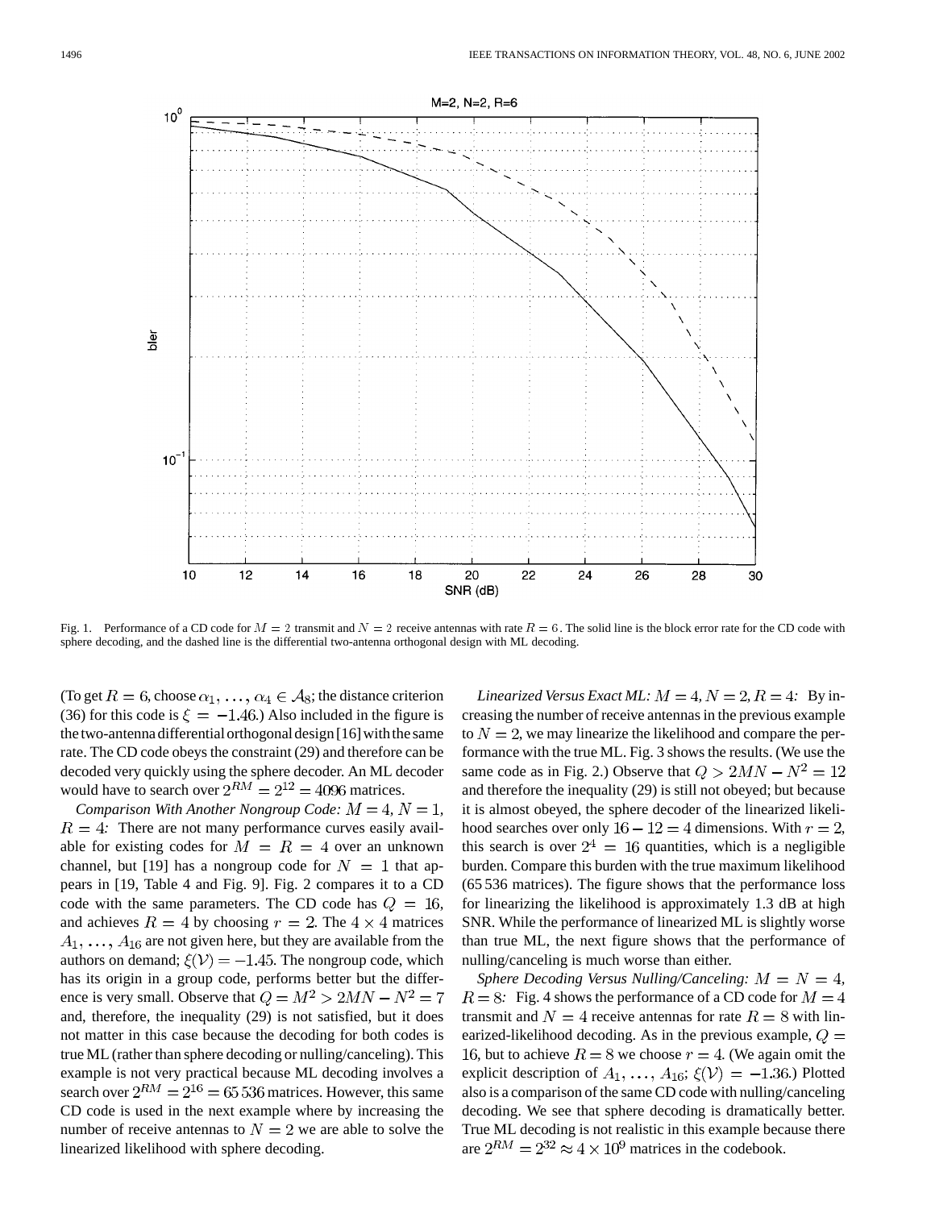Fig. 1. Performance of a CD code for $M = 2$ transmit and $N = 2$ receive antennas with rate $R = 6$. The solid line is the block error rate for the CD code with sphere decoding, and the dashed line is the differential two-antenna orthogonal design with ML decoding.

(To get $R = 6$, choose $\alpha_1, \ldots, \alpha_4 \in \mathcal{A}_8$; the distance criterion (36) for this code is $\xi = -1.46$.) Also included in the figure is the two-antenna differential orthogonal design [16] with the same rate. The CD code obeys the constraint (29) and therefore can be decoded very quickly using the sphere decoder. An ML decoder would have to search over $2^{RM} = 2^{12} = 4096$ matrices.

*Comparison With Another Nongroup Code: $M = 4$, $N = 1$, $R = 4$:* There are not many performance curves easily available for existing codes for $M = R = 4$ over an unknown channel, but [19] has a nongroup code for $N = 1$ that appears in [19, Table 4 and Fig. 9]. Fig. 2 compares it to a CD code with the same parameters. The CD code has $Q = 16$, and achieves $R = 4$ by choosing $r = 2$. The $4 \times 4$ matrices $A_1, \ldots, A_{16}$ are not given here, but they are available from the authors on demand; $\xi(\mathcal{V}) = -1.45$. The nongroup code, which has its origin in a group code, performs better but the difference is very small. Observe that $Q = M^2 > 2MN - N^2 = 7$ and, therefore, the inequality (29) is not satisfied, but it does not matter in this case because the decoding for both codes is true ML (rather than sphere decoding or nulling/canceling). This example is not very practical because ML decoding involves a search over $2^{RM} = 2^{16} = 65\,536$ matrices. However, this same CD code is used in the next example where by increasing the number of receive antennas to $N = 2$ we are able to solve the linearized likelihood with sphere decoding.

*Linearized Versus Exact ML: $M = 4, N = 2, R = 4$:* By increasing the number of receive antennas in the previous example to $N = 2$, we may linearize the likelihood and compare the performance with the true ML. Fig. 3 shows the results. (We use the same code as in Fig. 2.) Observe that $Q > 2MN - N^2 = 12$ and therefore the inequality (29) is still not obeyed; but because it is almost obeyed, the sphere decoder of the linearized likelihood searches over only $16 - 12 = 4$ dimensions. With $r = 2$, this search is over $2^4 = 16$ quantities, which is a negligible burden. Compare this burden with the true maximum likelihood (65 536 matrices). The figure shows that the performance loss for linearizing the likelihood is approximately 1.3 dB at high SNR. While the performance of linearized ML is slightly worse than true ML, the next figure shows that the performance of nulling/canceling is much worse than either.

*Sphere Decoding Versus Nulling/Canceling: $M = N = 4$, $R = 8$:* Fig. 4 shows the performance of a CD code for $M = 4$ transmit and $N = 4$ receive antennas for rate $R = 8$ with linearized-likelihood decoding. As in the previous example, $Q = 16$, but to achieve $R = 8$ we choose $r = 4$. (We again omit the explicit description of $A_1, \ldots, A_{16}$; $\xi(\mathcal{V}) = -1.36$.) Plotted also is a comparison of the same CD code with nulling/canceling decoding. We see that sphere decoding is dramatically better. True ML decoding is not realistic in this example because there are $2^{RM} = 2^{32} \approx 4 \times 10^9$ matrices in the codebook.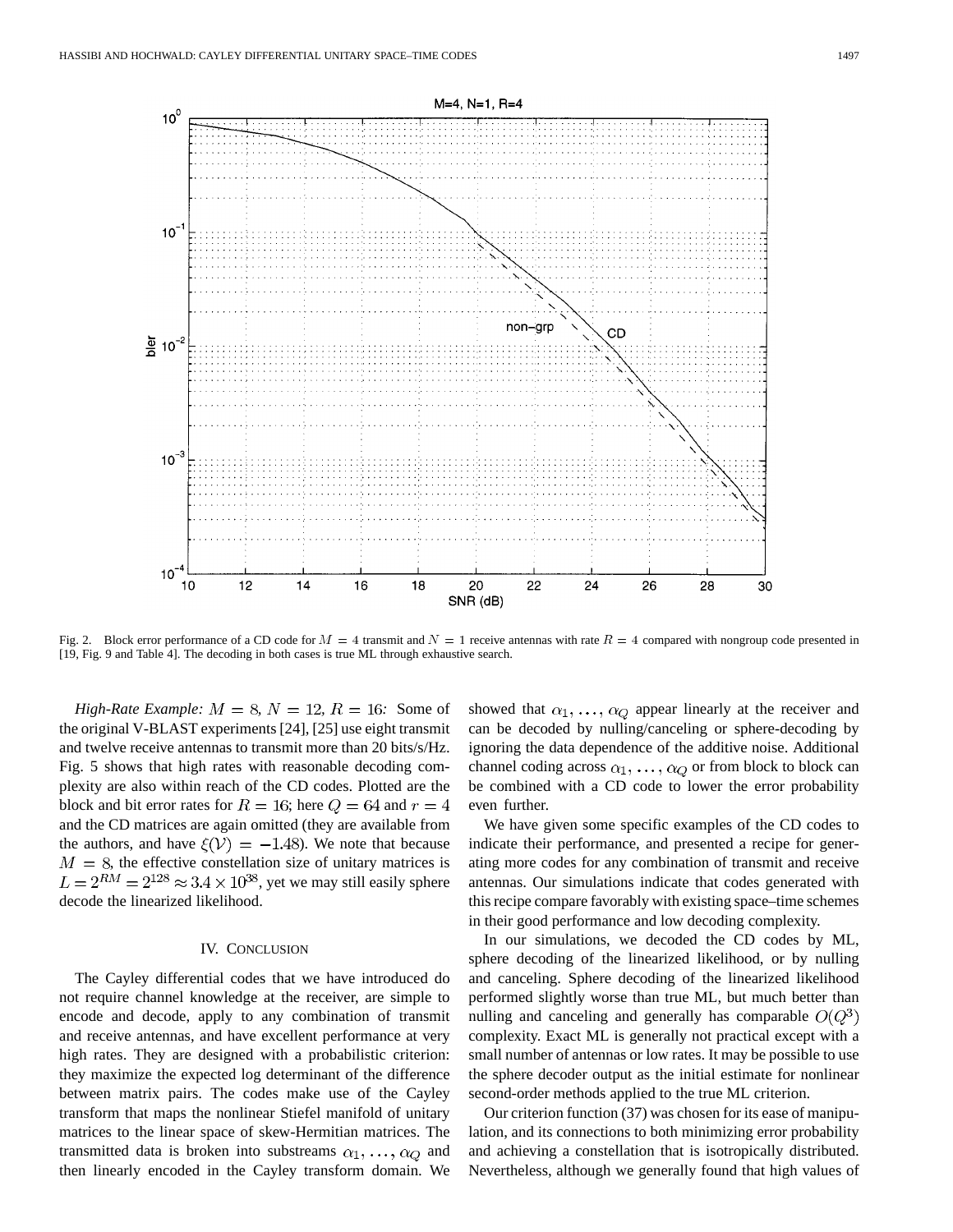Fig. 2. Block error performance of a CD code for $M = 4$ transmit and $N = 1$ receive antennas with rate $R = 4$ compared with nongroup code presented in [19, Fig. 9 and Table 4]. The decoding in both cases is true ML through exhaustive search.

*High-Rate Example:* $M = 8$, $N = 12$, $R = 16$*:* Some of the original V-BLAST experiments [24], [25] use eight transmit and twelve receive antennas to transmit more than 20 bits/s/Hz. Fig. 5 shows that high rates with reasonable decoding complexity are also within reach of the CD codes. Plotted are the block and bit error rates for $R = 16$; here $Q = 64$ and $r = 4$ and the CD matrices are again omitted (they are available from the authors, and have $\xi(\mathcal{V}) = -1.48$). We note that because $M = 8$, the effective constellation size of unitary matrices is $L = 2^{RM} = 2^{128} \approx 3.4 \times 10^{38}$, yet we may still easily sphere decode the linearized likelihood.

## IV. Conclusion

The Cayley differential codes that we have introduced do not require channel knowledge at the receiver, are simple to encode and decode, apply to any combination of transmit and receive antennas, and have excellent performance at very high rates. They are designed with a probabilistic criterion: they maximize the expected log determinant of the difference between matrix pairs. The codes make use of the Cayley transform that maps the nonlinear Stiefel manifold of unitary matrices to the linear space of skew-Hermitian matrices. The transmitted data is broken into substreams $\alpha_1, \ldots, \alpha_Q$ and then linearly encoded in the Cayley transform domain. We showed that $\alpha_1, \ldots, \alpha_Q$ appear linearly at the receiver and can be decoded by nulling/canceling or sphere-decoding by ignoring the data dependence of the additive noise. Additional channel coding across $\alpha_1, \ldots, \alpha_Q$ or from block to block can be combined with a CD code to lower the error probability even further.

We have given some specific examples of the CD codes to indicate their performance, and presented a recipe for generating more codes for any combination of transmit and receive antennas. Our simulations indicate that codes generated with this recipe compare favorably with existing space–time schemes in their good performance and low decoding complexity.

In our simulations, we decoded the CD codes by ML, sphere decoding of the linearized likelihood, or by nulling and canceling. Sphere decoding of the linearized likelihood performed slightly worse than true ML, but much better than nulling and canceling and generally has comparable $O(Q^3)$ complexity. Exact ML is generally not practical except with a small number of antennas or low rates. It may be possible to use the sphere decoder output as the initial estimate for nonlinear second-order methods applied to the true ML criterion.

Our criterion function (37) was chosen for its ease of manipulation, and its connections to both minimizing error probability and achieving a constellation that is isotropically distributed. Nevertheless, although we generally found that high values of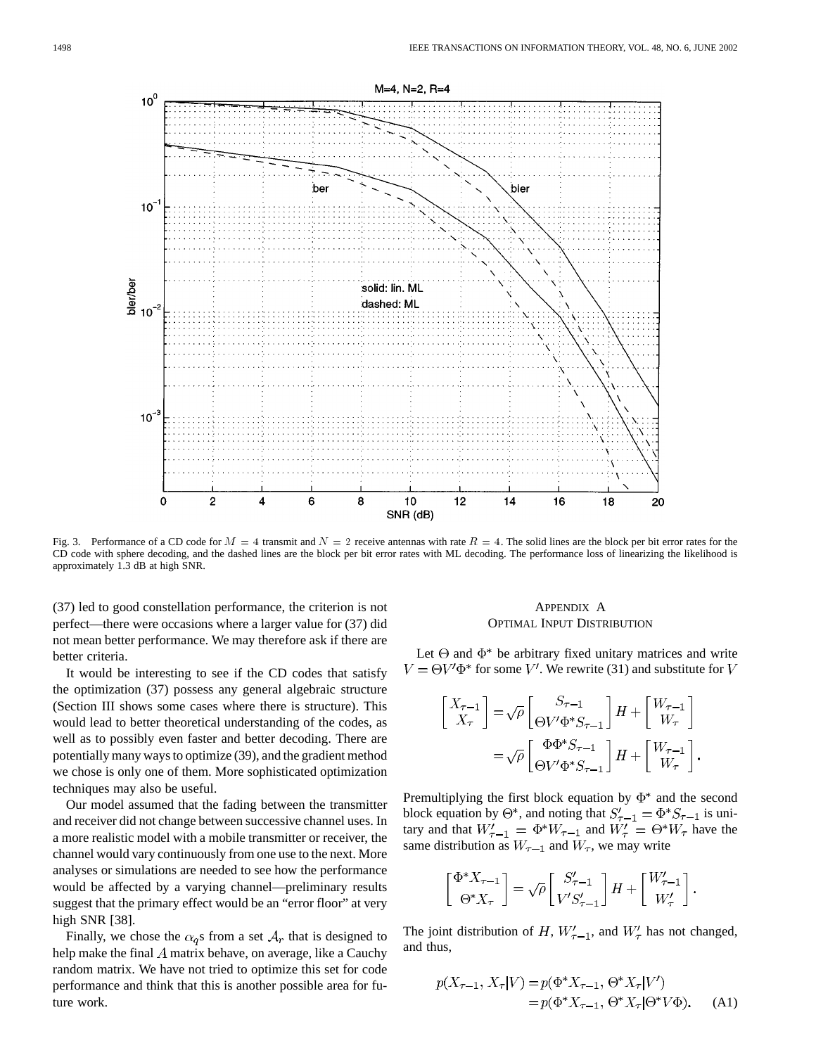Fig. 3. Performance of a CD code for $M = 4$ transmit and $N = 2$ receive antennas with rate $R = 4$. The solid lines are the block per bit error rates for the CD code with sphere decoding, and the dashed lines are the block per bit error rates with ML decoding. The performance loss of linearizing the likelihood is approximately 1.3 dB at high SNR.

(37) led to good constellation performance, the criterion is not perfect—there were occasions where a larger value for (37) did not mean better performance. We may therefore ask if there are better criteria.

It would be interesting to see if the CD codes that satisfy the optimization (37) possess any general algebraic structure (Section III shows some cases where there is structure). This would lead to better theoretical understanding of the codes, as well as to possibly even faster and better decoding. There are potentially many ways to optimize (39), and the gradient method we chose is only one of them. More sophisticated optimization techniques may also be useful.

Our model assumed that the fading between the transmitter and receiver did not change between successive channel uses. In a more realistic model with a mobile transmitter or receiver, the channel would vary continuously from one use to the next. More analyses or simulations are needed to see how the performance would be affected by a varying channel—preliminary results suggest that the primary effect would be an "error floor" at very high SNR [38].

Finally, we chose the $\alpha_q$s from a set $\mathcal{A}_r$ that is designed to help make the final $A$ matrix behave, on average, like a Cauchy random matrix. We have not tried to optimize this set for code performance and think that this is another possible area for future work.

## Appendix A
## Optimal Input Distribution

Let $\Theta$ and $\Phi^*$ be arbitrary fixed unitary matrices and write $V = \Theta V' \Phi^*$ for some $V'$. We rewrite (31) and substitute for $V$

$$\begin{aligned}\begin{bmatrix} X_{\tau-1} \\ X_\tau \end{bmatrix} &= \sqrt{\rho} \begin{bmatrix} S_{\tau-1} \\ \Theta V' \Phi^* S_{\tau-1} \end{bmatrix} H + \begin{bmatrix} W_{\tau-1} \\ W_\tau \end{bmatrix} \\ &= \sqrt{\rho} \begin{bmatrix} \Phi \Phi^* S_{\tau-1} \\ \Theta V' \Phi^* S_{\tau-1} \end{bmatrix} H + \begin{bmatrix} W_{\tau-1} \\ W_\tau \end{bmatrix}.\end{aligned}$$

Premultiplying the first block equation by $\Phi^*$ and the second block equation by $\Theta^*$, and noting that $S'_{\tau-1} = \Phi^* S_{\tau-1}$ is unitary and that $W'_{\tau-1} = \Phi^* W_{\tau-1}$ and $W'_\tau = \Theta^* W_\tau$ have the same distribution as $W_{\tau-1}$ and $W_\tau$, we may write

$$\begin{bmatrix} \Phi^* X_{\tau-1} \\ \Theta^* X_\tau \end{bmatrix} = \sqrt{\rho} \begin{bmatrix} S'_{\tau-1} \\ V' S'_{\tau-1} \end{bmatrix} H + \begin{bmatrix} W'_{\tau-1} \\ W'_\tau \end{bmatrix}.$$

The joint distribution of $H$, $W'_{\tau-1}$, and $W'_\tau$ has not changed, and thus,

$$\begin{aligned} p(X_{\tau-1}, X_\tau | V) &= p(\Phi^* X_{\tau-1}, \Theta^* X_\tau | V') \\ &= p(\Phi^* X_{\tau-1}, \Theta^* X_\tau | \Theta^* V \Phi). \qquad \text{(A1)} \end{aligned}$$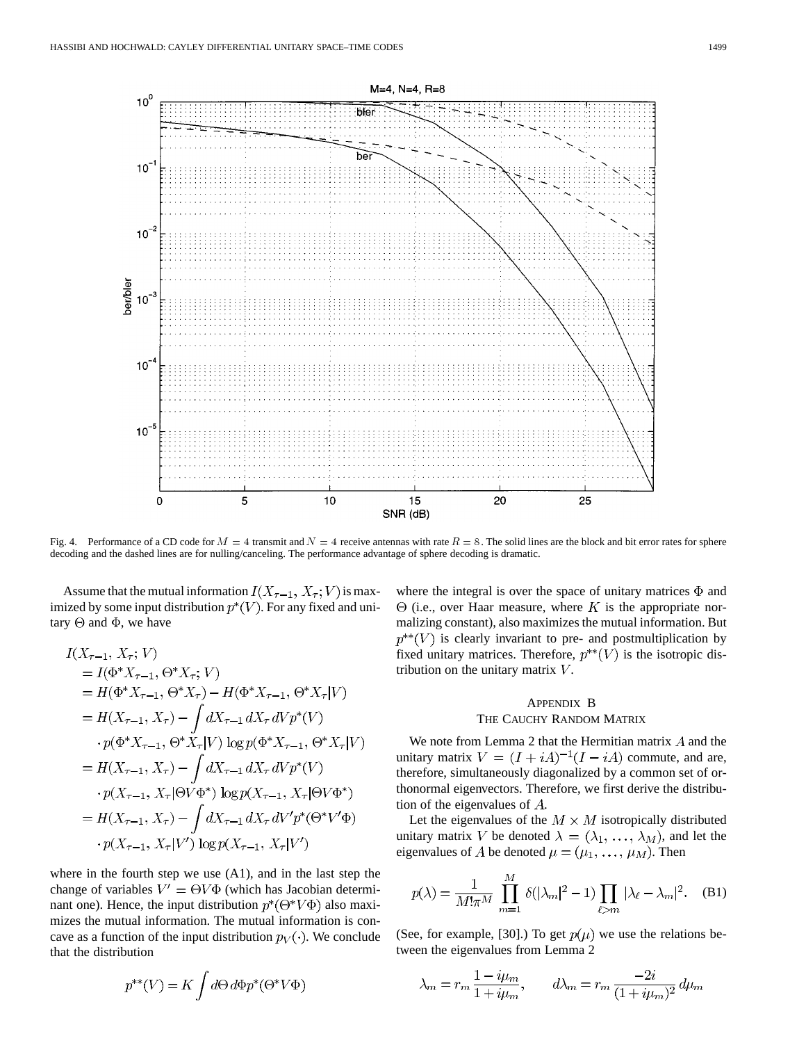Fig. 4. Performance of a CD code for $M = 4$ transmit and $N = 4$ receive antennas with rate $R = 8$. The solid lines are the block and bit error rates for sphere decoding and the dashed lines are for nulling/canceling. The performance advantage of sphere decoding is dramatic.

Assume that the mutual information $I(X_{\tau-1}, X_\tau; V)$ is maximized by some input distribution $p^*(V)$. For any fixed and unitary $\Theta$ and $\Phi$, we have

$$
\begin{aligned}
I(X_{\tau-1}, X_\tau; V) &= I(\Phi^* X_{\tau-1}, \Theta^* X_\tau; V) \\
&= H(\Phi^* X_{\tau-1}, \Theta^* X_\tau) - H(\Phi^* X_{\tau-1}, \Theta^* X_\tau | V) \\
&= H(X_{\tau-1}, X_\tau) - \int dX_{\tau-1}\, dX_\tau\, dV p^*(V) \\
&\quad \cdot p(\Phi^* X_{\tau-1}, \Theta^* X_\tau | V) \log p(\Phi^* X_{\tau-1}, \Theta^* X_\tau | V) \\
&= H(X_{\tau-1}, X_\tau) - \int dX_{\tau-1}\, dX_\tau\, dV p^*(V) \\
&\quad \cdot p(X_{\tau-1}, X_\tau | \Theta V \Phi^*) \log p(X_{\tau-1}, X_\tau | \Theta V \Phi^*) \\
&= H(X_{\tau-1}, X_\tau) - \int dX_{\tau-1}\, dX_\tau\, dV' p^*(\Theta^* V' \Phi) \\
&\quad \cdot p(X_{\tau-1}, X_\tau | V') \log p(X_{\tau-1}, X_\tau | V')
\end{aligned}
$$

where in the fourth step we use (A1), and in the last step the change of variables $V' = \Theta V \Phi$ (which has Jacobian determinant one). Hence, the input distribution $p^*(\Theta^* V \Phi)$ also maximizes the mutual information. The mutual information is concave as a function of the input distribution $p_V(\cdot)$. We conclude that the distribution

$$
p^{**}(V) = K \int d\Theta\, d\Phi p^*(\Theta^* V \Phi)
$$

where the integral is over the space of unitary matrices $\Phi$ and $\Theta$ (i.e., over Haar measure, where $K$ is the appropriate normalizing constant), also maximizes the mutual information. But $p^{**}(V)$ is clearly invariant to pre- and postmultiplication by fixed unitary matrices. Therefore, $p^{**}(V)$ is the isotropic distribution on the unitary matrix $V$.

## Appendix B
## The Cauchy Random Matrix

We note from Lemma 2 that the Hermitian matrix $A$ and the unitary matrix $V = (I + iA)^{-1}(I - iA)$ commute, and are, therefore, simultaneously diagonalized by a common set of orthonormal eigenvectors. Therefore, we first derive the distribution of the eigenvalues of $A$.

Let the eigenvalues of the $M \times M$ isotropically distributed unitary matrix $V$ be denoted $\lambda = (\lambda_1, \ldots, \lambda_M)$, and let the eigenvalues of $A$ be denoted $\mu = (\mu_1, \ldots, \mu_M)$. Then

$$
p(\lambda) = \frac{1}{M! \pi^M} \prod_{m=1}^{M} \delta(|\lambda_m|^2 - 1) \prod_{\ell > m} |\lambda_\ell - \lambda_m|^2. \quad \text{(B1)}
$$

(See, for example, [30].) To get $p(\mu)$ we use the relations between the eigenvalues from Lemma 2

$$
\lambda_m = r_m \frac{1 - i\mu_m}{1 + i\mu_m}, \qquad d\lambda_m = r_m \frac{-2i}{(1 + i\mu_m)^2} d\mu_m
$$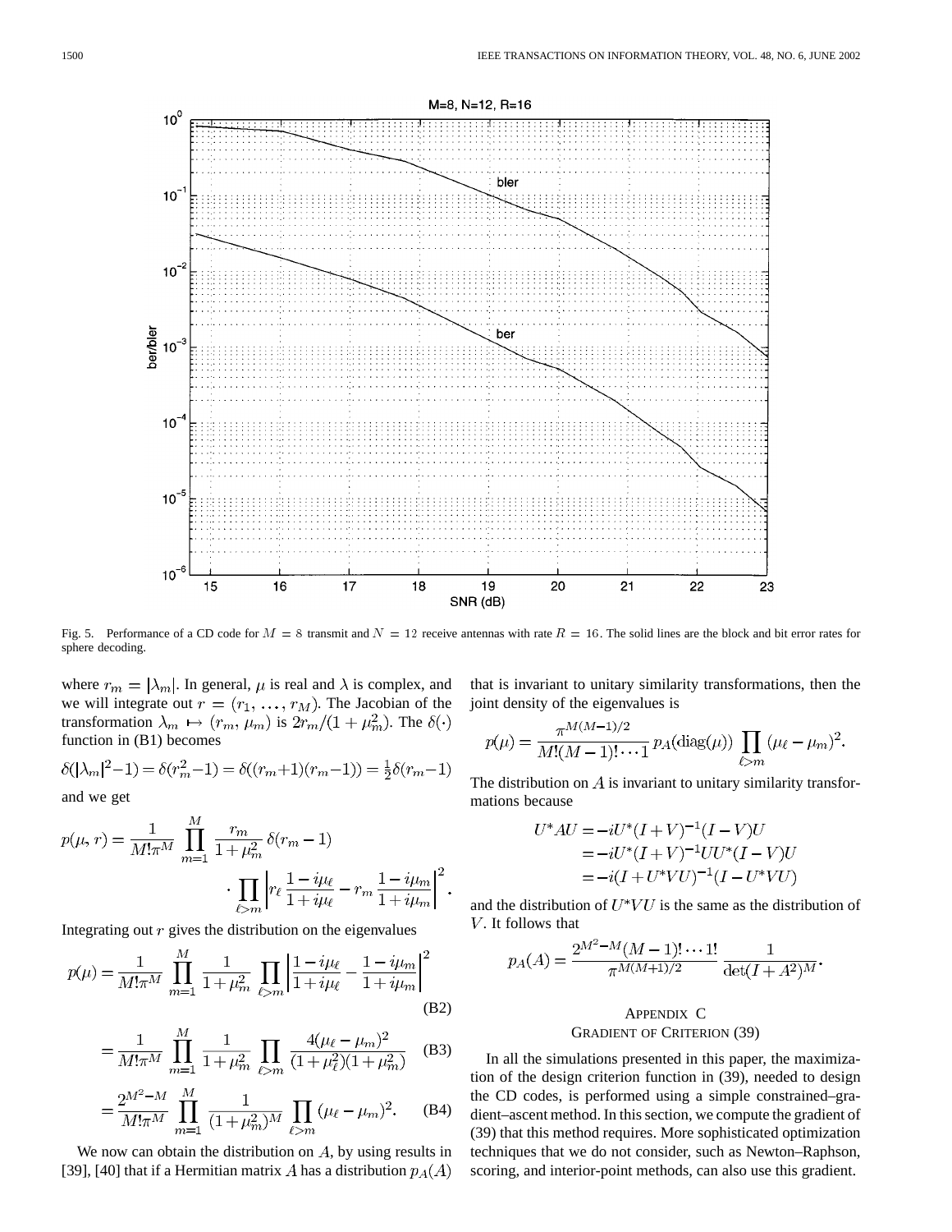Fig. 5. Performance of a CD code for $M = 8$ transmit and $N = 12$ receive antennas with rate $R = 16$. The solid lines are the block and bit error rates for sphere decoding.

where $r_m = |\lambda_m|$. In general, $\mu$ is real and $\lambda$ is complex, and we will integrate out $r = (r_1, \ldots, r_M)$. The Jacobian of the transformation $\lambda_m \mapsto (r_m, \mu_m)$ is $2r_m/(1+\mu_m^2)$. The $\delta(\cdot)$ function in (B1) becomes

$$\delta(|\lambda_m|^2 - 1) = \delta(r_m^2 - 1) = \delta((r_m+1)(r_m-1)) = \tfrac{1}{2}\delta(r_m - 1)$$

and we get

$$p(\mu, r) = \frac{1}{M!\pi^M} \prod_{m=1}^{M} \frac{r_m}{1+\mu_m^2} \delta(r_m - 1) \cdot \prod_{\ell > m} \left| r_\ell \frac{1 - i\mu_\ell}{1 + i\mu_\ell} - r_m \frac{1 - i\mu_m}{1 + i\mu_m} \right|^2.$$

Integrating out $r$ gives the distribution on the eigenvalues

$$p(\mu) = \frac{1}{M!\pi^M} \prod_{m=1}^{M} \frac{1}{1+\mu_m^2} \prod_{\ell > m} \left| \frac{1 - i\mu_\ell}{1 + i\mu_\ell} - \frac{1 - i\mu_m}{1 + i\mu_m} \right|^2 \tag{B2}$$

$$= \frac{1}{M!\pi^M} \prod_{m=1}^{M} \frac{1}{1+\mu_m^2} \prod_{\ell > m} \frac{4(\mu_\ell - \mu_m)^2}{(1+\mu_\ell^2)(1+\mu_m^2)} \tag{B3}$$

$$= \frac{2^{M^2 - M}}{M!\pi^M} \prod_{m=1}^{M} \frac{1}{(1+\mu_m^2)^M} \prod_{\ell > m} (\mu_\ell - \mu_m)^2. \tag{B4}$$

We now can obtain the distribution on $A$, by using results in [39], [40] that if a Hermitian matrix $A$ has a distribution $p_A(A)$ that is invariant to unitary similarity transformations, then the joint density of the eigenvalues is

$$p(\mu) = \frac{\pi^{M(M-1)/2}}{M!(M-1)! \cdots 1} p_A(\mathrm{diag}(\mu)) \prod_{\ell > m} (\mu_\ell - \mu_m)^2.$$

The distribution on $A$ is invariant to unitary similarity transformations because

$$\begin{aligned} U^* A U &= -iU^*(I+V)^{-1}(I-V)U \\ &= -iU^*(I+V)^{-1}UU^*(I-V)U \\ &= -i(I + U^*VU)^{-1}(I - U^*VU) \end{aligned}$$

and the distribution of $U^*VU$ is the same as the distribution of $V$. It follows that

$$p_A(A) = \frac{2^{M^2-M}(M-1)! \cdots 1!}{\pi^{M(M+1)/2}} \frac{1}{\det(I + A^2)^M}.$$

## Appendix C
## Gradient of Criterion (39)

In all the simulations presented in this paper, the maximization of the design criterion function in (39), needed to design the CD codes, is performed using a simple constrained–gradient–ascent method. In this section, we compute the gradient of (39) that this method requires. More sophisticated optimization techniques that we do not consider, such as Newton–Raphson, scoring, and interior-point methods, can also use this gradient.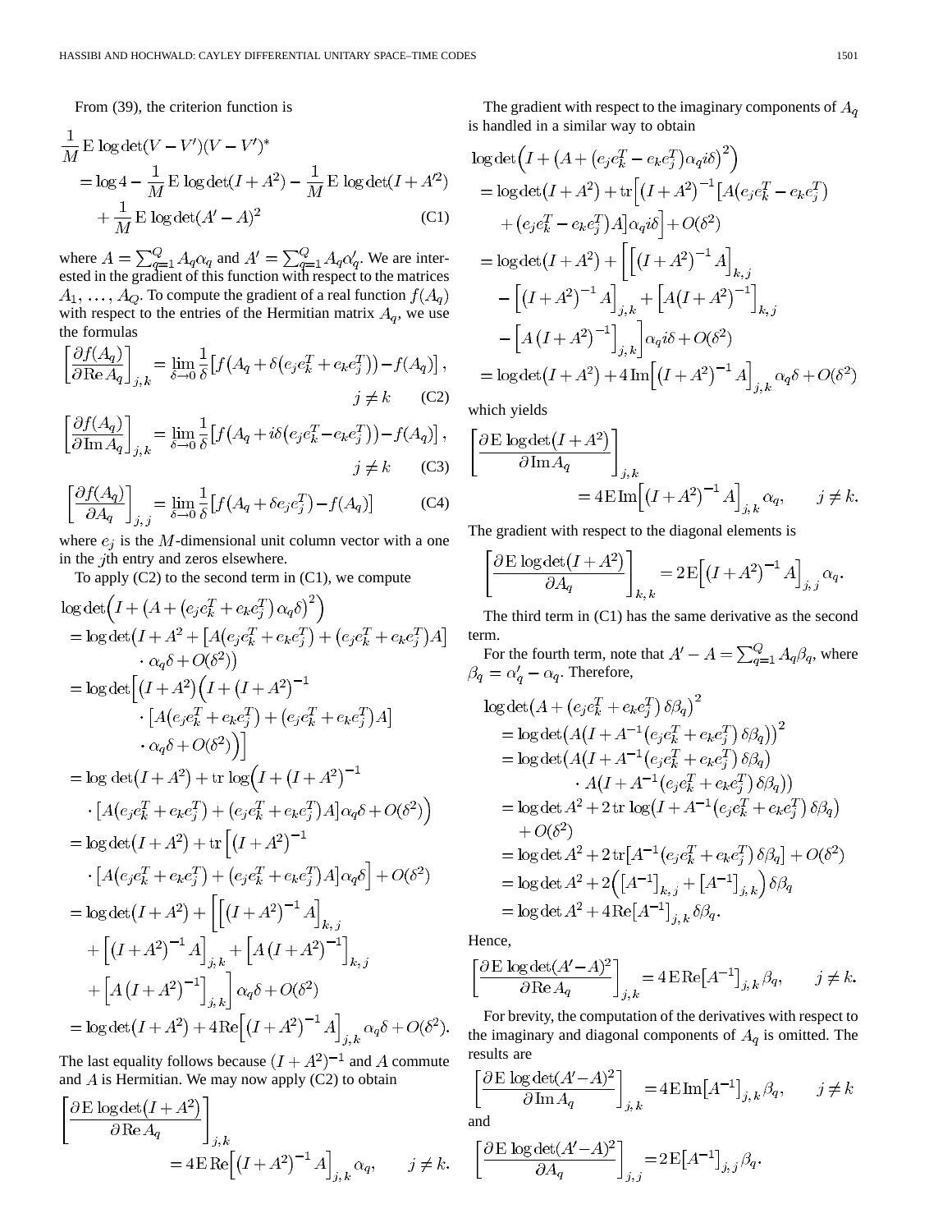From (39), the criterion function is

$$
\begin{aligned}
&\frac{1}{M}\,\mathrm{E}\,\log\det(V-V')(V-V')^* \\
&= \log 4 - \frac{1}{M}\,\mathrm{E}\,\log\det(I+A^2) - \frac{1}{M}\,\mathrm{E}\,\log\det(I+A'^2) \\
&\quad + \frac{1}{M}\,\mathrm{E}\,\log\det(A'-A)^2 
\end{aligned}
\tag{C1}
$$

where $A=\sum_{q=1}^{Q} A_q\alpha_q$ and $A'=\sum_{q=1}^{Q} A_q\alpha'_q$. We are interested in the gradient of this function with respect to the matrices $A_1,\ldots,A_Q$. To compute the gradient of a real function $f(A_q)$ with respect to the entries of the Hermitian matrix $A_q$, we use the formulas

$$
\left[\frac{\partial f(A_q)}{\partial \operatorname{Re} A_q}\right]_{j,k} = \lim_{\delta\to 0}\frac{1}{\delta}\left[f\left(A_q+\delta\left(e_je_k^T+e_ke_j^T\right)\right)-f(A_q)\right], \quad j\neq k \tag{C2}
$$

$$
\left[\frac{\partial f(A_q)}{\partial \operatorname{Im} A_q}\right]_{j,k} = \lim_{\delta\to 0}\frac{1}{\delta}\left[f\left(A_q+i\delta\left(e_je_k^T-e_ke_j^T\right)\right)-f(A_q)\right], \quad j\neq k \tag{C3}
$$

$$
\left[\frac{\partial f(A_q)}{\partial A_q}\right]_{j,j} = \lim_{\delta\to 0}\frac{1}{\delta}\left[f\left(A_q+\delta e_je_j^T\right)-f(A_q)\right] \tag{C4}
$$

where $e_j$ is the $M$-dimensional unit column vector with a one in the $j$th entry and zeros elsewhere.

To apply (C2) to the second term in (C1), we compute

$$
\begin{aligned}
&\log\det\left(I+\left(A+\left(e_je_k^T+e_ke_j^T\right)\alpha_q\delta\right)^2\right) \\
&= \log\det\left(I+A^2+\left[A\left(e_je_k^T+e_ke_j^T\right)+\left(e_je_k^T+e_ke_j^T\right)A\right]\cdot\alpha_q\delta+O(\delta^2)\right) \\
&= \log\det\left[\left(I+A^2\right)\left(I+\left(I+A^2\right)^{-1}\cdot\left[A\left(e_je_k^T+e_ke_j^T\right)+\left(e_je_k^T+e_ke_j^T\right)A\right]\cdot\alpha_q\delta+O(\delta^2)\right)\right] \\
&= \log\,\det\left(I+A^2\right)+\operatorname{tr}\,\log\left(I+\left(I+A^2\right)^{-1}\cdot\left[A\left(e_je_k^T+e_ke_j^T\right)+\left(e_je_k^T+e_ke_j^T\right)A\right]\alpha_q\delta+O(\delta^2)\right) \\
&= \log\det\left(I+A^2\right)+\operatorname{tr}\left[\left(I+A^2\right)^{-1}\cdot\left[A\left(e_je_k^T+e_ke_j^T\right)+\left(e_je_k^T+e_ke_j^T\right)A\right]\alpha_q\delta\right]+O(\delta^2) \\
&= \log\det\left(I+A^2\right)+\left[\left[\left(I+A^2\right)^{-1}A\right]_{k,j}+\left[\left(I+A^2\right)^{-1}A\right]_{j,k}+\left[A\left(I+A^2\right)^{-1}\right]_{k,j}+\left[A\left(I+A^2\right)^{-1}\right]_{j,k}\right]\alpha_q\delta+O(\delta^2) \\
&= \log\det\left(I+A^2\right)+4\operatorname{Re}\left[\left(I+A^2\right)^{-1}A\right]_{j,k}\alpha_q\delta+O(\delta^2).
\end{aligned}
$$

The last equality follows because $(I+A^2)^{-1}$ and $A$ commute and $A$ is Hermitian. We may now apply (C2) to obtain

$$
\left[\frac{\partial\,\mathrm{E}\,\log\det\left(I+A^2\right)}{\partial\operatorname{Re}A_q}\right]_{j,k} = 4\,\mathrm{E}\operatorname{Re}\left[\left(I+A^2\right)^{-1}A\right]_{j,k}\alpha_q, \qquad j\neq k.
$$

The gradient with respect to the imaginary components of $A_q$ is handled in a similar way to obtain

$$
\begin{aligned}
&\log\det\left(I+\left(A+\left(e_je_k^T-e_ke_j^T\right)\alpha_q i\delta\right)^2\right) \\
&= \log\det\left(I+A^2\right)+\operatorname{tr}\left[\left(I+A^2\right)^{-1}\left[A\left(e_je_k^T-e_ke_j^T\right)+\left(e_je_k^T-e_ke_j^T\right)A\right]\alpha_q i\delta\right]+O(\delta^2) \\
&= \log\det\left(I+A^2\right)+\left[\left[\left(I+A^2\right)^{-1}A\right]_{k,j}-\left[\left(I+A^2\right)^{-1}A\right]_{j,k}+\left[A\left(I+A^2\right)^{-1}\right]_{k,j}-\left[A\left(I+A^2\right)^{-1}\right]_{j,k}\right]\alpha_q i\delta+O(\delta^2) \\
&= \log\det\left(I+A^2\right)+4\operatorname{Im}\left[\left(I+A^2\right)^{-1}A\right]_{j,k}\alpha_q\delta+O(\delta^2)
\end{aligned}
$$

which yields

$$
\left[\frac{\partial\,\mathrm{E}\,\log\det\left(I+A^2\right)}{\partial\operatorname{Im}A_q}\right]_{j,k} = 4\,\mathrm{E}\operatorname{Im}\left[\left(I+A^2\right)^{-1}A\right]_{j,k}\alpha_q, \qquad j\neq k.
$$

The gradient with respect to the diagonal elements is

$$
\left[\frac{\partial\,\mathrm{E}\,\log\det\left(I+A^2\right)}{\partial A_q}\right]_{k,k} = 2\,\mathrm{E}\left[\left(I+A^2\right)^{-1}A\right]_{j,j}\alpha_q.
$$

The third term in (C1) has the same derivative as the second term.

For the fourth term, note that $A'-A=\sum_{q=1}^{Q}A_q\beta_q$, where $\beta_q=\alpha'_q-\alpha_q$. Therefore,

$$
\begin{aligned}
&\log\det\left(A+\left(e_je_k^T+e_ke_j^T\right)\delta\beta_q\right)^2 \\
&= \log\det\left(A\left(I+A^{-1}\left(e_je_k^T+e_ke_j^T\right)\delta\beta_q\right)\right)^2 \\
&= \log\det\left(A\left(I+A^{-1}\left(e_je_k^T+e_ke_j^T\right)\delta\beta_q\right)\cdot A\left(I+A^{-1}\left(e_je_k^T+e_ke_j^T\right)\delta\beta_q\right)\right) \\
&= \log\det A^2+2\operatorname{tr}\,\log\left(I+A^{-1}\left(e_je_k^T+e_ke_j^T\right)\delta\beta_q\right)+O(\delta^2) \\
&= \log\det A^2+2\operatorname{tr}\left[A^{-1}\left(e_je_k^T+e_ke_j^T\right)\delta\beta_q\right]+O(\delta^2) \\
&= \log\det A^2+2\left(\left[A^{-1}\right]_{k,j}+\left[A^{-1}\right]_{j,k}\right)\delta\beta_q \\
&= \log\det A^2+4\operatorname{Re}\left[A^{-1}\right]_{j,k}\delta\beta_q.
\end{aligned}
$$

Hence,

$$
\left[\frac{\partial\,\mathrm{E}\,\log\det(A'-A)^2}{\partial\operatorname{Re}A_q}\right]_{j,k} = 4\,\mathrm{E}\operatorname{Re}\left[A^{-1}\right]_{j,k}\beta_q, \qquad j\neq k.
$$

For brevity, the computation of the derivatives with respect to the imaginary and diagonal components of $A_q$ is omitted. The results are

$$
\left[\frac{\partial\,\mathrm{E}\,\log\det(A'-A)^2}{\partial\operatorname{Im}A_q}\right]_{j,k} = 4\,\mathrm{E}\operatorname{Im}\left[A^{-1}\right]_{j,k}\beta_q, \qquad j\neq k
$$

and

$$
\left[\frac{\partial\,\mathrm{E}\,\log\det(A'-A)^2}{\partial A_q}\right]_{j,j} = 2\,\mathrm{E}\left[A^{-1}\right]_{j,j}\beta_q.
$$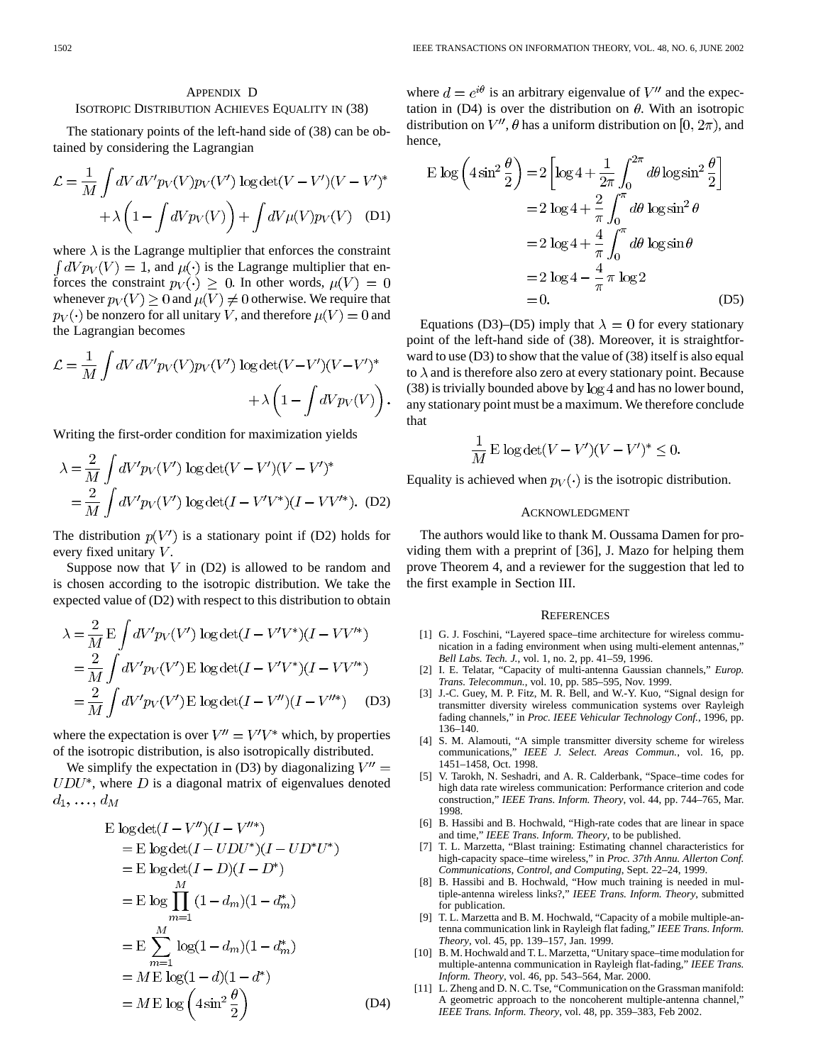## Appendix D
### Isotropic Distribution Achieves Equality in (38)

The stationary points of the left-hand side of (38) can be obtained by considering the Lagrangian

$$\mathcal{L} = \frac{1}{M}\int dV\, dV' p_V(V) p_V(V') \log\det(V-V')(V-V')^* + \lambda\left(1 - \int dV p_V(V)\right) + \int dV \mu(V) p_V(V) \quad \text{(D1)}$$

where $\lambda$ is the Lagrange multiplier that enforces the constraint $\int dV p_V(V) = 1$, and $\mu(\cdot)$ is the Lagrange multiplier that enforces the constraint $p_V(\cdot) \geq 0$. In other words, $\mu(V) = 0$ whenever $p_V(V) \geq 0$ and $\mu(V) \neq 0$ otherwise. We require that $p_V(\cdot)$ be nonzero for all unitary $V$, and therefore $\mu(V) = 0$ and the Lagrangian becomes

$$\mathcal{L} = \frac{1}{M}\int dV\, dV' p_V(V) p_V(V') \log\det(V-V')(V-V')^* + \lambda\left(1 - \int dV p_V(V)\right).$$

Writing the first-order condition for maximization yields

$$\begin{aligned}\lambda &= \frac{2}{M}\int dV' p_V(V') \log\det(V-V')(V-V')^* \\ &= \frac{2}{M}\int dV' p_V(V') \log\det(I-V'V^*)(I-VV'^*). \quad \text{(D2)}\end{aligned}$$

The distribution $p(V')$ is a stationary point if (D2) holds for every fixed unitary $V$.

Suppose now that $V$ in (D2) is allowed to be random and is chosen according to the isotropic distribution. We take the expected value of (D2) with respect to this distribution to obtain

$$\begin{aligned}\lambda &= \frac{2}{M}\,\mathrm{E}\int dV' p_V(V') \log\det(I-V'V^*)(I-VV'^*) \\ &= \frac{2}{M}\int dV' p_V(V')\,\mathrm{E}\log\det(I-V'V^*)(I-VV'^*) \\ &= \frac{2}{M}\int dV' p_V(V')\,\mathrm{E}\log\det(I-V'')(I-V''^*) \quad \text{(D3)}\end{aligned}$$

where the expectation is over $V'' = V'V^*$ which, by properties of the isotropic distribution, is also isotropically distributed.

We simplify the expectation in (D3) by diagonalizing $V'' = UDU^*$, where $D$ is a diagonal matrix of eigenvalues denoted $d_1, \ldots, d_M$

$$\begin{aligned}&\mathrm{E}\log\det(I-V'')(I-V''^*) \\ &= \mathrm{E}\log\det(I-UDU^*)(I-UD^*U^*) \\ &= \mathrm{E}\log\det(I-D)(I-D^*) \\ &= \mathrm{E}\log\prod_{m=1}^{M}(1-d_m)(1-d_m^*) \\ &= \mathrm{E}\sum_{m=1}^{M}\log(1-d_m)(1-d_m^*) \\ &= M\,\mathrm{E}\log(1-d)(1-d^*) \\ &= M\,\mathrm{E}\log\left(4\sin^2\frac{\theta}{2}\right) \quad \text{(D4)}\end{aligned}$$

where $d = e^{i\theta}$ is an arbitrary eigenvalue of $V''$ and the expectation in (D4) is over the distribution on $\theta$. With an isotropic distribution on $V''$, $\theta$ has a uniform distribution on $[0, 2\pi)$, and hence,

$$\begin{aligned}\mathrm{E}\log\left(4\sin^2\frac{\theta}{2}\right) &= 2\left[\log 4 + \frac{1}{2\pi}\int_0^{2\pi} d\theta \log\sin^2\frac{\theta}{2}\right] \\ &= 2\log 4 + \frac{2}{\pi}\int_0^{\pi} d\theta\,\log\sin^2\theta \\ &= 2\log 4 + \frac{4}{\pi}\int_0^{\pi} d\theta\,\log\sin\theta \\ &= 2\log 4 - \frac{4}{\pi}\pi\log 2 \\ &= 0. \quad \text{(D5)}\end{aligned}$$

Equations (D3)–(D5) imply that $\lambda = 0$ for every stationary point of the left-hand side of (38). Moreover, it is straightforward to use (D3) to show that the value of (38) itself is also equal to $\lambda$ and is therefore also zero at every stationary point. Because (38) is trivially bounded above by $\log 4$ and has no lower bound, any stationary point must be a maximum. We therefore conclude that

$$\frac{1}{M}\,\mathrm{E}\log\det(V-V')(V-V')^* \leq 0.$$

Equality is achieved when $p_V(\cdot)$ is the isotropic distribution.

## Acknowledgment

The authors would like to thank M. Oussama Damen for providing them with a preprint of [36], J. Mazo for helping them prove Theorem 4, and a reviewer for the suggestion that led to the first example in Section III.

## References

[1] G. J. Foschini, "Layered space–time architecture for wireless communication in a fading environment when using multi-element antennas," *Bell Labs. Tech. J.*, vol. 1, no. 2, pp. 41–59, 1996.

[2] I. E. Telatar, "Capacity of multi-antenna Gaussian channels," *Europ. Trans. Telecommun.*, vol. 10, pp. 585–595, Nov. 1999.

[3] J.-C. Guey, M. P. Fitz, M. R. Bell, and W.-Y. Kuo, "Signal design for transmitter diversity wireless communication systems over Rayleigh fading channels," in *Proc. IEEE Vehicular Technology Conf.*, 1996, pp. 136–140.

[4] S. M. Alamouti, "A simple transmitter diversity scheme for wireless communications," *IEEE J. Select. Areas Commun.*, vol. 16, pp. 1451–1458, Oct. 1998.

[5] V. Tarokh, N. Seshadri, and A. R. Calderbank, "Space–time codes for high data rate wireless communication: Performance criterion and code construction," *IEEE Trans. Inform. Theory*, vol. 44, pp. 744–765, Mar. 1998.

[6] B. Hassibi and B. Hochwald, "High-rate codes that are linear in space and time," *IEEE Trans. Inform. Theory*, to be published.

[7] T. L. Marzetta, "Blast training: Estimating channel characteristics for high-capacity space–time wireless," in *Proc. 37th Annu. Allerton Conf. Communications, Control, and Computing*, Sept. 22–24, 1999.

[8] B. Hassibi and B. Hochwald, "How much training is needed in multiple-antenna wireless links?," *IEEE Trans. Inform. Theory*, submitted for publication.

[9] T. L. Marzetta and B. M. Hochwald, "Capacity of a mobile multiple-antenna communication link in Rayleigh flat fading," *IEEE Trans. Inform. Theory*, vol. 45, pp. 139–157, Jan. 1999.

[10] B. M. Hochwald and T. L. Marzetta, "Unitary space–time modulation for multiple-antenna communication in Rayleigh flat-fading," *IEEE Trans. Inform. Theory*, vol. 46, pp. 543–564, Mar. 2000.

[11] L. Zheng and D. N. C. Tse, "Communication on the Grassman manifold: A geometric approach to the noncoherent multiple-antenna channel," *IEEE Trans. Inform. Theory*, vol. 48, pp. 359–383, Feb 2002.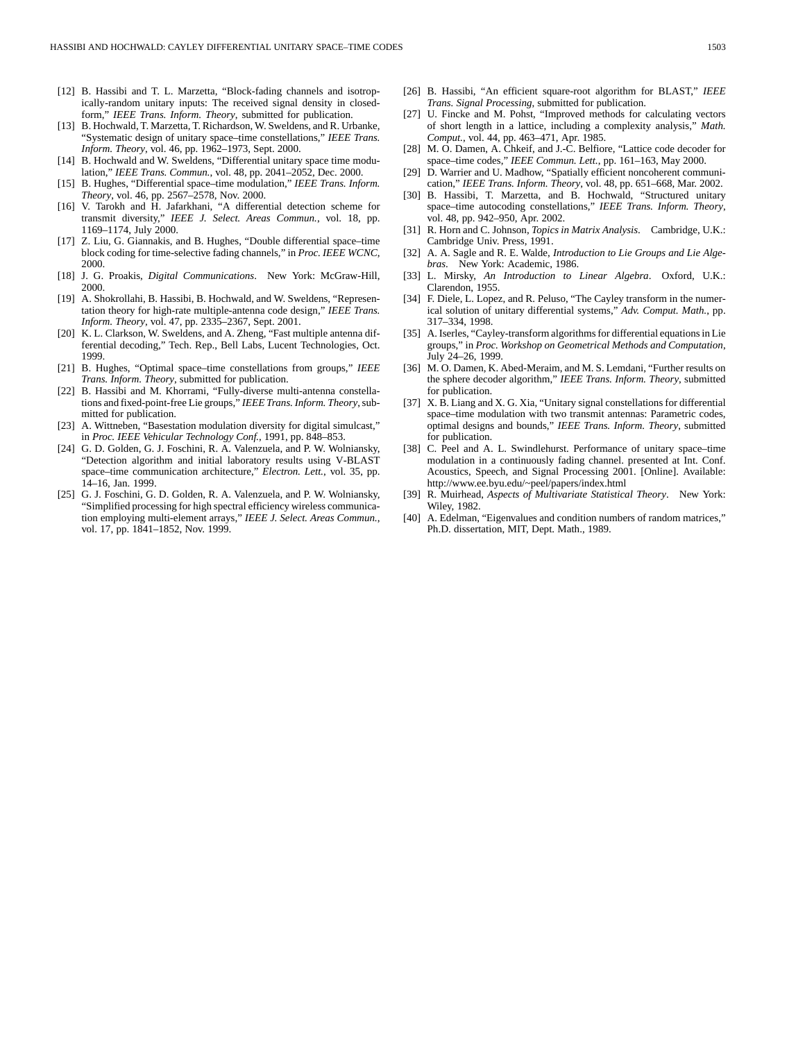[12] B. Hassibi and T. L. Marzetta, "Block-fading channels and isotropically-random unitary inputs: The received signal density in closed-form," *IEEE Trans. Inform. Theory*, submitted for publication.

[13] B. Hochwald, T. Marzetta, T. Richardson, W. Sweldens, and R. Urbanke, "Systematic design of unitary space–time constellations," *IEEE Trans. Inform. Theory*, vol. 46, pp. 1962–1973, Sept. 2000.

[14] B. Hochwald and W. Sweldens, "Differential unitary space time modulation," *IEEE Trans. Commun.*, vol. 48, pp. 2041–2052, Dec. 2000.

[15] B. Hughes, "Differential space–time modulation," *IEEE Trans. Inform. Theory*, vol. 46, pp. 2567–2578, Nov. 2000.

[16] V. Tarokh and H. Jafarkhani, "A differential detection scheme for transmit diversity," *IEEE J. Select. Areas Commun.*, vol. 18, pp. 1169–1174, July 2000.

[17] Z. Liu, G. Giannakis, and B. Hughes, "Double differential space–time block coding for time-selective fading channels," in *Proc. IEEE WCNC*, 2000.

[18] J. G. Proakis, *Digital Communications*. New York: McGraw-Hill, 2000.

[19] A. Shokrollahi, B. Hassibi, B. Hochwald, and W. Sweldens, "Representation theory for high-rate multiple-antenna code design," *IEEE Trans. Inform. Theory*, vol. 47, pp. 2335–2367, Sept. 2001.

[20] K. L. Clarkson, W. Sweldens, and A. Zheng, "Fast multiple antenna differential decoding," Tech. Rep., Bell Labs, Lucent Technologies, Oct. 1999.

[21] B. Hughes, "Optimal space–time constellations from groups," *IEEE Trans. Inform. Theory*, submitted for publication.

[22] B. Hassibi and M. Khorrami, "Fully-diverse multi-antenna constellations and fixed-point-free Lie groups," *IEEE Trans. Inform. Theory*, submitted for publication.

[23] A. Wittneben, "Basestation modulation diversity for digital simulcast," in *Proc. IEEE Vehicular Technology Conf.*, 1991, pp. 848–853.

[24] G. D. Golden, G. J. Foschini, R. A. Valenzuela, and P. W. Wolniansky, "Detection algorithm and initial laboratory results using V-BLAST space–time communication architecture," *Electron. Lett.*, vol. 35, pp. 14–16, Jan. 1999.

[25] G. J. Foschini, G. D. Golden, R. A. Valenzuela, and P. W. Wolniansky, "Simplified processing for high spectral efficiency wireless communication employing multi-element arrays," *IEEE J. Select. Areas Commun.*, vol. 17, pp. 1841–1852, Nov. 1999.

[26] B. Hassibi, "An efficient square-root algorithm for BLAST," *IEEE Trans. Signal Processing*, submitted for publication.

[27] U. Fincke and M. Pohst, "Improved methods for calculating vectors of short length in a lattice, including a complexity analysis," *Math. Comput.*, vol. 44, pp. 463–471, Apr. 1985.

[28] M. O. Damen, A. Chkeif, and J.-C. Belfiore, "Lattice code decoder for space–time codes," *IEEE Commun. Lett.*, pp. 161–163, May 2000.

[29] D. Warrier and U. Madhow, "Spatially efficient noncoherent communication," *IEEE Trans. Inform. Theory*, vol. 48, pp. 651–668, Mar. 2002.

[30] B. Hassibi, T. Marzetta, and B. Hochwald, "Structured unitary space–time autocoding constellations," *IEEE Trans. Inform. Theory*, vol. 48, pp. 942–950, Apr. 2002.

[31] R. Horn and C. Johnson, *Topics in Matrix Analysis*. Cambridge, U.K.: Cambridge Univ. Press, 1991.

[32] A. A. Sagle and R. E. Walde, *Introduction to Lie Groups and Lie Algebras*. New York: Academic, 1986.

[33] L. Mirsky, *An Introduction to Linear Algebra*. Oxford, U.K.: Clarendon, 1955.

[34] F. Diele, L. Lopez, and R. Peluso, "The Cayley transform in the numerical solution of unitary differential systems," *Adv. Comput. Math.*, pp. 317–334, 1998.

[35] A. Iserles, "Cayley-transform algorithms for differential equations in Lie groups," in *Proc. Workshop on Geometrical Methods and Computation*, July 24–26, 1999.

[36] M. O. Damen, K. Abed-Meraim, and M. S. Lemdani, "Further results on the sphere decoder algorithm," *IEEE Trans. Inform. Theory*, submitted for publication.

[37] X. B. Liang and X. G. Xia, "Unitary signal constellations for differential space–time modulation with two transmit antennas: Parametric codes, optimal designs and bounds," *IEEE Trans. Inform. Theory*, submitted for publication.

[38] C. Peel and A. L. Swindlehurst. Performance of unitary space–time modulation in a continuously fading channel. presented at Int. Conf. Acoustics, Speech, and Signal Processing 2001. [Online]. Available: http://www.ee.byu.edu/~peel/papers/index.html

[39] R. Muirhead, *Aspects of Multivariate Statistical Theory*. New York: Wiley, 1982.

[40] A. Edelman, "Eigenvalues and condition numbers of random matrices," Ph.D. dissertation, MIT, Dept. Math., 1989.